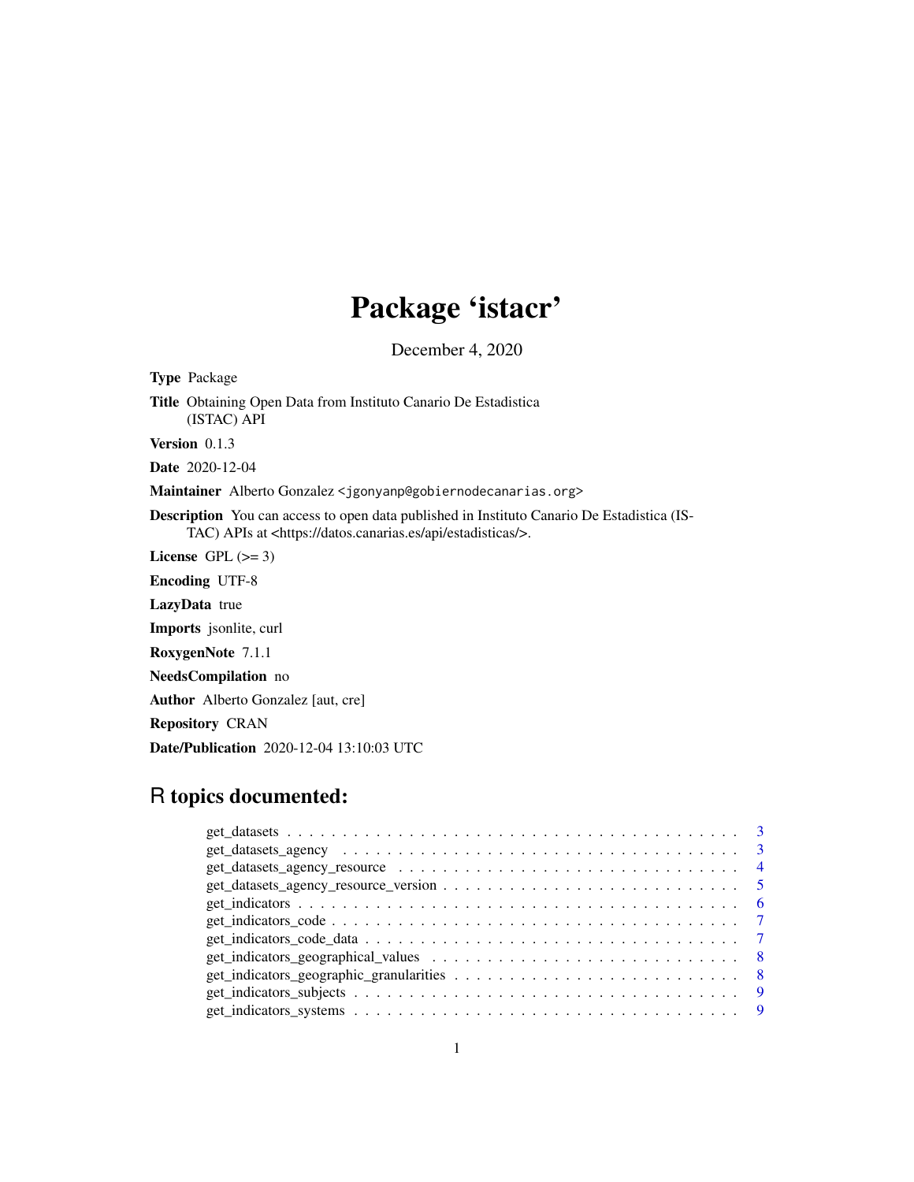# Package 'istacr'

December 4, 2020

**Type** Package

**Title** Obtaining Open Data from Instituto Canario De Estadistica (ISTAC) API

**Version** 0.1.3

**Date** 2020-12-04

**Maintainer** Alberto Gonzalez <jgonyanp@gobiernodecanarias.org>

**Description** You can access to open data published in Instituto Canario De Estadistica (ISTAC) APIs at <https://datos.canarias.es/api/estadisticas/>.

**License** GPL (>= 3)

**Encoding** UTF-8

**LazyData** true

**Imports** jsonlite, curl

**RoxygenNote** 7.1.1

**NeedsCompilation** no

**Author** Alberto Gonzalez [aut, cre]

**Repository** CRAN

**Date/Publication** 2020-12-04 13:10:03 UTC

## R topics documented:

- get_datasets . . . . . . . . . . . . . . . . . . . . . . . . . . . . . . . . . . . . . . . . 3
- get_datasets_agency . . . . . . . . . . . . . . . . . . . . . . . . . . . . . . . . . . . . 3
- get_datasets_agency_resource . . . . . . . . . . . . . . . . . . . . . . . . . . . . . . . 4
- get_datasets_agency_resource_version . . . . . . . . . . . . . . . . . . . . . . . . . . 5
- get_indicators . . . . . . . . . . . . . . . . . . . . . . . . . . . . . . . . . . . . . . . 6
- get_indicators_code . . . . . . . . . . . . . . . . . . . . . . . . . . . . . . . . . . . . 7
- get_indicators_code_data . . . . . . . . . . . . . . . . . . . . . . . . . . . . . . . . . 7
- get_indicators_geographical_values . . . . . . . . . . . . . . . . . . . . . . . . . . . . 8
- get_indicators_geographic_granularities . . . . . . . . . . . . . . . . . . . . . . . . . 8
- get_indicators_subjects . . . . . . . . . . . . . . . . . . . . . . . . . . . . . . . . . . 9
- get_indicators_systems . . . . . . . . . . . . . . . . . . . . . . . . . . . . . . . . . . 9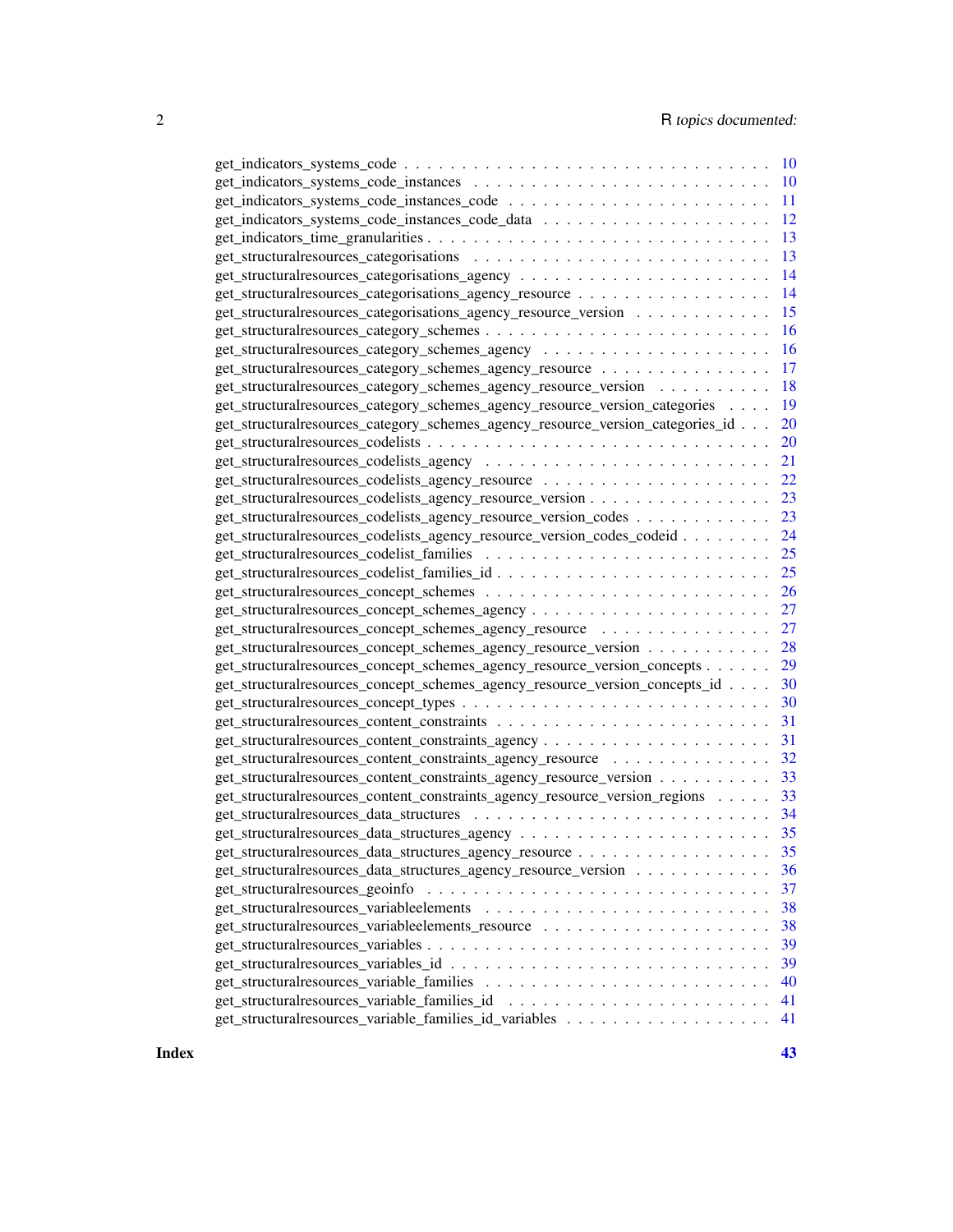get_indicators_systems_code . . . . . . . . . . . . . . . . . . . . . . . . . . . . . . . 10
get_indicators_systems_code_instances . . . . . . . . . . . . . . . . . . . . . . . . . . 10
get_indicators_systems_code_instances_code . . . . . . . . . . . . . . . . . . . . . . . 11
get_indicators_systems_code_instances_code_data . . . . . . . . . . . . . . . . . . . . 12
get_indicators_time_granularities . . . . . . . . . . . . . . . . . . . . . . . . . . . . . 13
get_structuralresources_categorisations . . . . . . . . . . . . . . . . . . . . . . . . . 13
get_structuralresources_categorisations_agency . . . . . . . . . . . . . . . . . . . . . 14
get_structuralresources_categorisations_agency_resource . . . . . . . . . . . . . . . . 14
get_structuralresources_categorisations_agency_resource_version . . . . . . . . . . . . 15
get_structuralresources_category_schemes . . . . . . . . . . . . . . . . . . . . . . . . 16
get_structuralresources_category_schemes_agency . . . . . . . . . . . . . . . . . . . . 16
get_structuralresources_category_schemes_agency_resource . . . . . . . . . . . . . . . 17
get_structuralresources_category_schemes_agency_resource_version . . . . . . . . . . 18
get_structuralresources_category_schemes_agency_resource_version_categories . . . . 19
get_structuralresources_category_schemes_agency_resource_version_categories_id . . . 20
get_structuralresources_codelists . . . . . . . . . . . . . . . . . . . . . . . . . . . . . 20
get_structuralresources_codelists_agency . . . . . . . . . . . . . . . . . . . . . . . . 21
get_structuralresources_codelists_agency_resource . . . . . . . . . . . . . . . . . . . 22
get_structuralresources_codelists_agency_resource_version . . . . . . . . . . . . . . . 23
get_structuralresources_codelists_agency_resource_version_codes . . . . . . . . . . . 23
get_structuralresources_codelists_agency_resource_version_codes_codeid . . . . . . . . 24
get_structuralresources_codelist_families . . . . . . . . . . . . . . . . . . . . . . . . 25
get_structuralresources_codelist_families_id . . . . . . . . . . . . . . . . . . . . . . . 25
get_structuralresources_concept_schemes . . . . . . . . . . . . . . . . . . . . . . . . 26
get_structuralresources_concept_schemes_agency . . . . . . . . . . . . . . . . . . . . 27
get_structuralresources_concept_schemes_agency_resource . . . . . . . . . . . . . . . 27
get_structuralresources_concept_schemes_agency_resource_version . . . . . . . . . . . 28
get_structuralresources_concept_schemes_agency_resource_version_concepts . . . . . . 29
get_structuralresources_concept_schemes_agency_resource_version_concepts_id . . . . 30
get_structuralresources_concept_types . . . . . . . . . . . . . . . . . . . . . . . . . . 30
get_structuralresources_content_constraints . . . . . . . . . . . . . . . . . . . . . . . 31
get_structuralresources_content_constraints_agency . . . . . . . . . . . . . . . . . . . 31
get_structuralresources_content_constraints_agency_resource . . . . . . . . . . . . . . 32
get_structuralresources_content_constraints_agency_resource_version . . . . . . . . . . 33
get_structuralresources_content_constraints_agency_resource_version_regions . . . . . 33
get_structuralresources_data_structures . . . . . . . . . . . . . . . . . . . . . . . . . 34
get_structuralresources_data_structures_agency . . . . . . . . . . . . . . . . . . . . . 35
get_structuralresources_data_structures_agency_resource . . . . . . . . . . . . . . . . 35
get_structuralresources_data_structures_agency_resource_version . . . . . . . . . . . . 36
get_structuralresources_geoinfo . . . . . . . . . . . . . . . . . . . . . . . . . . . . . . 37
get_structuralresources_variableelements . . . . . . . . . . . . . . . . . . . . . . . . 38
get_structuralresources_variableelements_resource . . . . . . . . . . . . . . . . . . . 38
get_structuralresources_variables . . . . . . . . . . . . . . . . . . . . . . . . . . . . . 39
get_structuralresources_variables_id . . . . . . . . . . . . . . . . . . . . . . . . . . . 39
get_structuralresources_variable_families . . . . . . . . . . . . . . . . . . . . . . . . 40
get_structuralresources_variable_families_id . . . . . . . . . . . . . . . . . . . . . . . 41
get_structuralresources_variable_families_id_variables . . . . . . . . . . . . . . . . . 41

**Index** **43**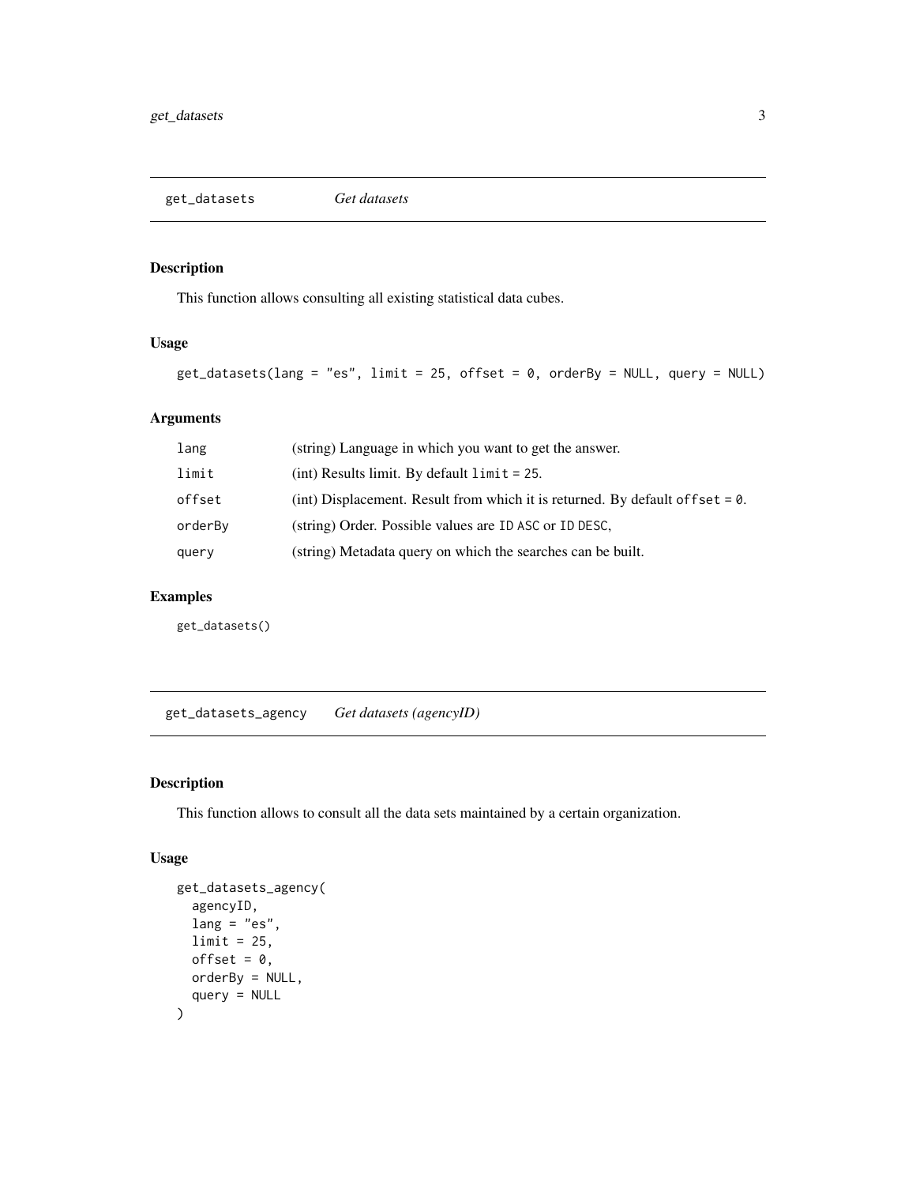## get_datasets *Get datasets*

### Description

This function allows consulting all existing statistical data cubes.

### Usage

```
get_datasets(lang = "es", limit = 25, offset = 0, orderBy = NULL, query = NULL)
```

### Arguments

| | |
|---|---|
| `lang` | (string) Language in which you want to get the answer. |
| `limit` | (int) Results limit. By default `limit = 25`. |
| `offset` | (int) Displacement. Result from which it is returned. By default `offset = 0`. |
| `orderBy` | (string) Order. Possible values are `ID ASC` or `ID DESC`, |
| `query` | (string) Metadata query on which the searches can be built. |

### Examples

```
get_datasets()
```

## get_datasets_agency *Get datasets (agencyID)*

### Description

This function allows to consult all the data sets maintained by a certain organization.

### Usage

```
get_datasets_agency(
  agencyID,
  lang = "es",
  limit = 25,
  offset = 0,
  orderBy = NULL,
  query = NULL
)
```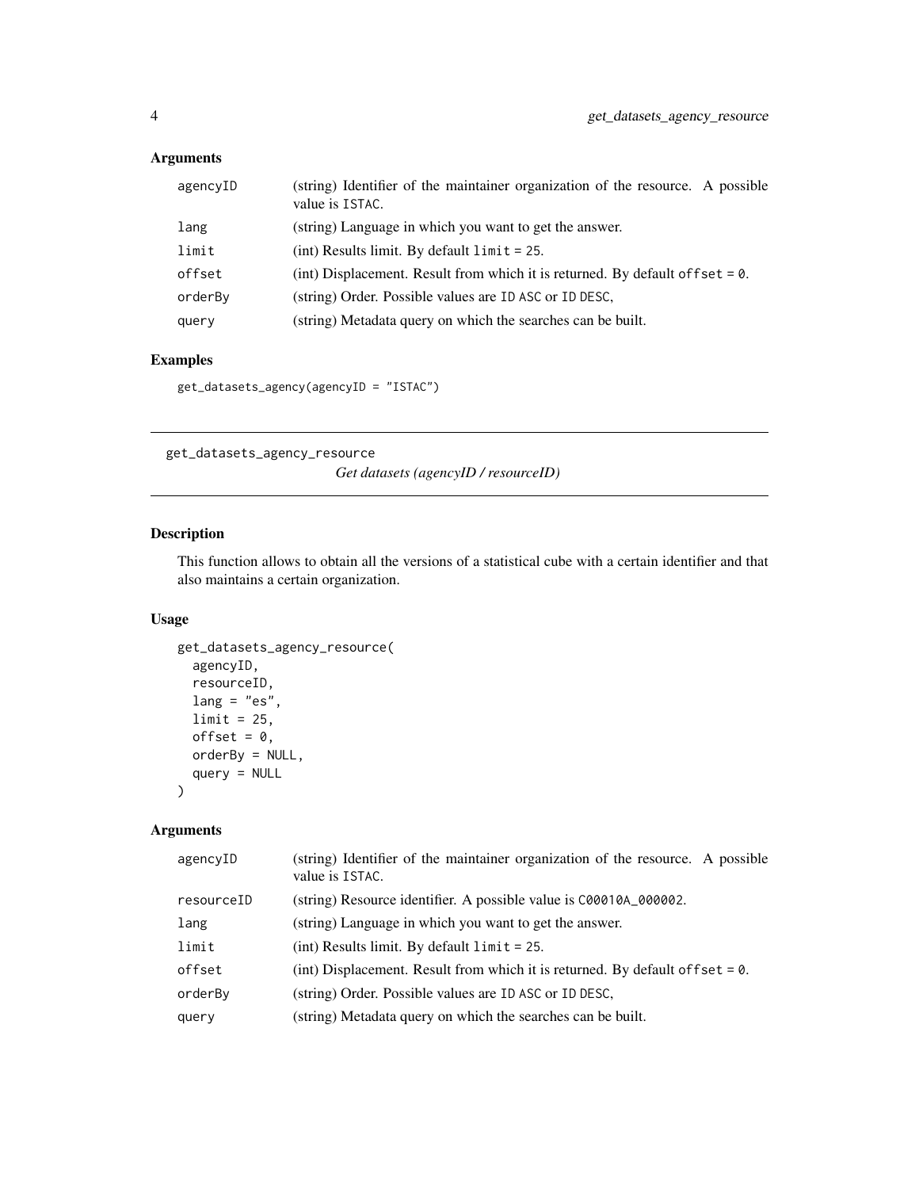## Arguments

| | |
|---|---|
| agencyID | (string) Identifier of the maintainer organization of the resource. A possible value is ISTAC. |
| lang | (string) Language in which you want to get the answer. |
| limit | (int) Results limit. By default limit = 25. |
| offset | (int) Displacement. Result from which it is returned. By default offset = 0. |
| orderBy | (string) Order. Possible values are ID ASC or ID DESC, |
| query | (string) Metadata query on which the searches can be built. |

## Examples

```
get_datasets_agency(agencyID = "ISTAC")
```

---

# get_datasets_agency_resource

*Get datasets (agencyID / resourceID)*

## Description

This function allows to obtain all the versions of a statistical cube with a certain identifier and that also maintains a certain organization.

## Usage

```
get_datasets_agency_resource(
  agencyID,
  resourceID,
  lang = "es",
  limit = 25,
  offset = 0,
  orderBy = NULL,
  query = NULL
)
```

## Arguments

| | |
|---|---|
| agencyID | (string) Identifier of the maintainer organization of the resource. A possible value is ISTAC. |
| resourceID | (string) Resource identifier. A possible value is C00010A_000002. |
| lang | (string) Language in which you want to get the answer. |
| limit | (int) Results limit. By default limit = 25. |
| offset | (int) Displacement. Result from which it is returned. By default offset = 0. |
| orderBy | (string) Order. Possible values are ID ASC or ID DESC, |
| query | (string) Metadata query on which the searches can be built. |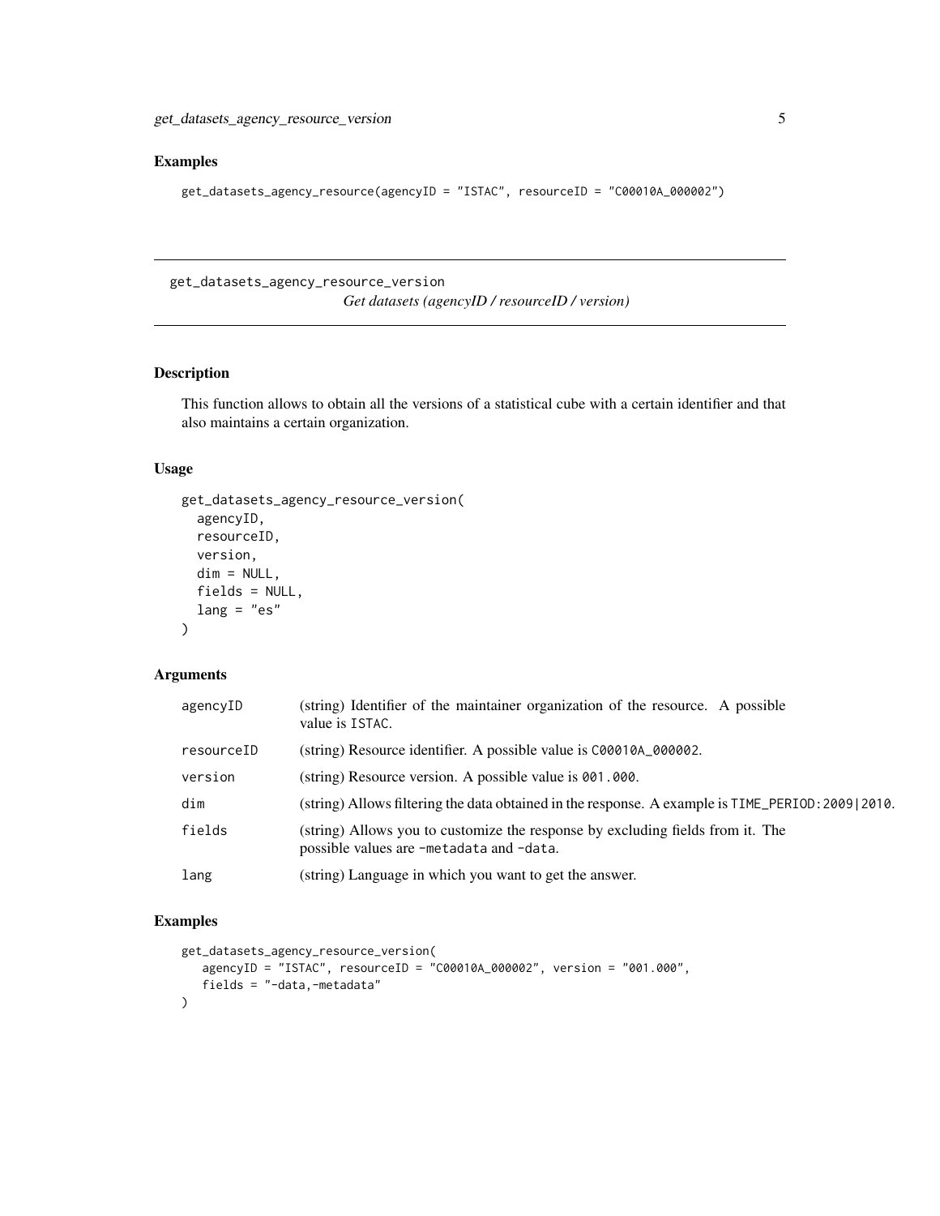## Examples

```
get_datasets_agency_resource(agencyID = "ISTAC", resourceID = "C00010A_000002")
```

---

## get_datasets_agency_resource_version

*Get datasets (agencyID / resourceID / version)*

---

### Description

This function allows to obtain all the versions of a statistical cube with a certain identifier and that also maintains a certain organization.

### Usage

```
get_datasets_agency_resource_version(
  agencyID,
  resourceID,
  version,
  dim = NULL,
  fields = NULL,
  lang = "es"
)
```

### Arguments

| Argument | Description |
| --- | --- |
| `agencyID` | (string) Identifier of the maintainer organization of the resource. A possible value is `ISTAC`. |
| `resourceID` | (string) Resource identifier. A possible value is `C00010A_000002`. |
| `version` | (string) Resource version. A possible value is `001.000`. |
| `dim` | (string) Allows filtering the data obtained in the response. A example is `TIME_PERIOD:2009|2010`. |
| `fields` | (string) Allows you to customize the response by excluding fields from it. The possible values are `-metadata` and `-data`. |
| `lang` | (string) Language in which you want to get the answer. |

### Examples

```
get_datasets_agency_resource_version(
   agencyID = "ISTAC", resourceID = "C00010A_000002", version = "001.000",
   fields = "-data,-metadata"
)
```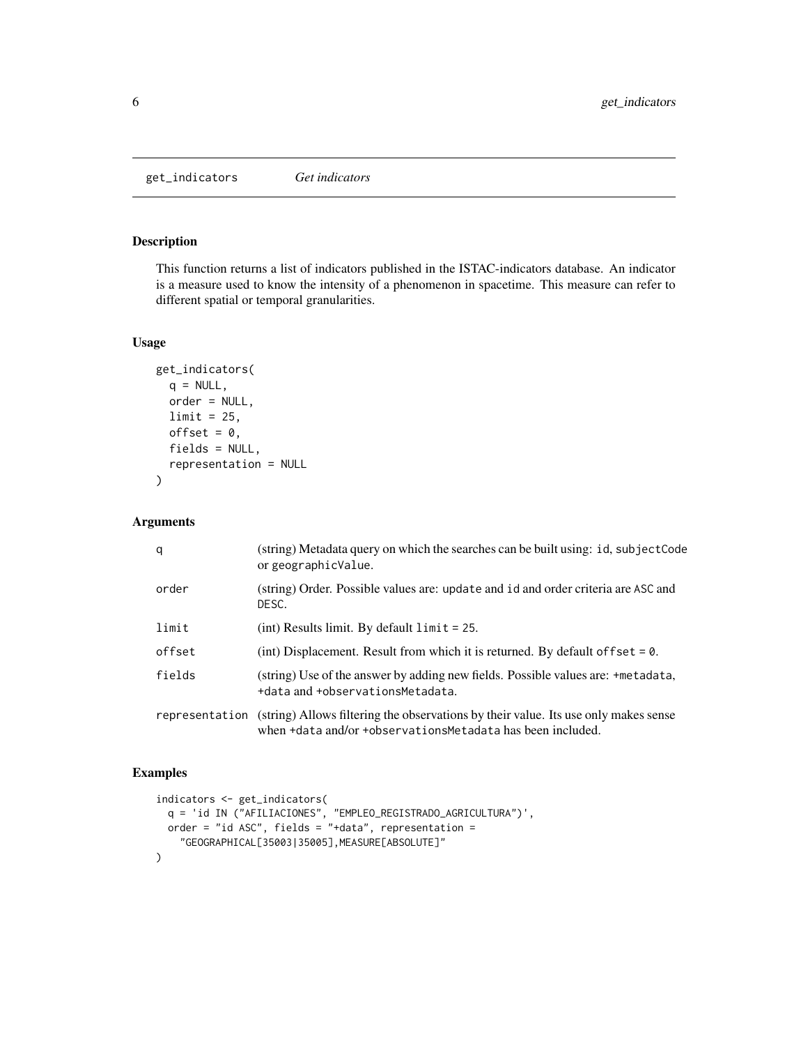## get_indicators *Get indicators*

### Description

This function returns a list of indicators published in the ISTAC-indicators database. An indicator is a measure used to know the intensity of a phenomenon in spacetime. This measure can refer to different spatial or temporal granularities.

### Usage

```
get_indicators(
  q = NULL,
  order = NULL,
  limit = 25,
  offset = 0,
  fields = NULL,
  representation = NULL
)
```

### Arguments

| | |
|---|---|
| `q` | (string) Metadata query on which the searches can be built using: `id`, `subjectCode` or `geographicValue`. |
| `order` | (string) Order. Possible values are: `update` and `id` and order criteria are `ASC` and `DESC`. |
| `limit` | (int) Results limit. By default `limit = 25`. |
| `offset` | (int) Displacement. Result from which it is returned. By default `offset = 0`. |
| `fields` | (string) Use of the answer by adding new fields. Possible values are: `+metadata`, `+data` and `+observationsMetadata`. |
| `representation` | (string) Allows filtering the observations by their value. Its use only makes sense when `+data` and/or `+observationsMetadata` has been included. |

### Examples

```
indicators <- get_indicators(
  q = 'id IN ("AFILIACIONES", "EMPLEO_REGISTRADO_AGRICULTURA")',
  order = "id ASC", fields = "+data", representation =
    "GEOGRAPHICAL[35003|35005],MEASURE[ABSOLUTE]"
)
```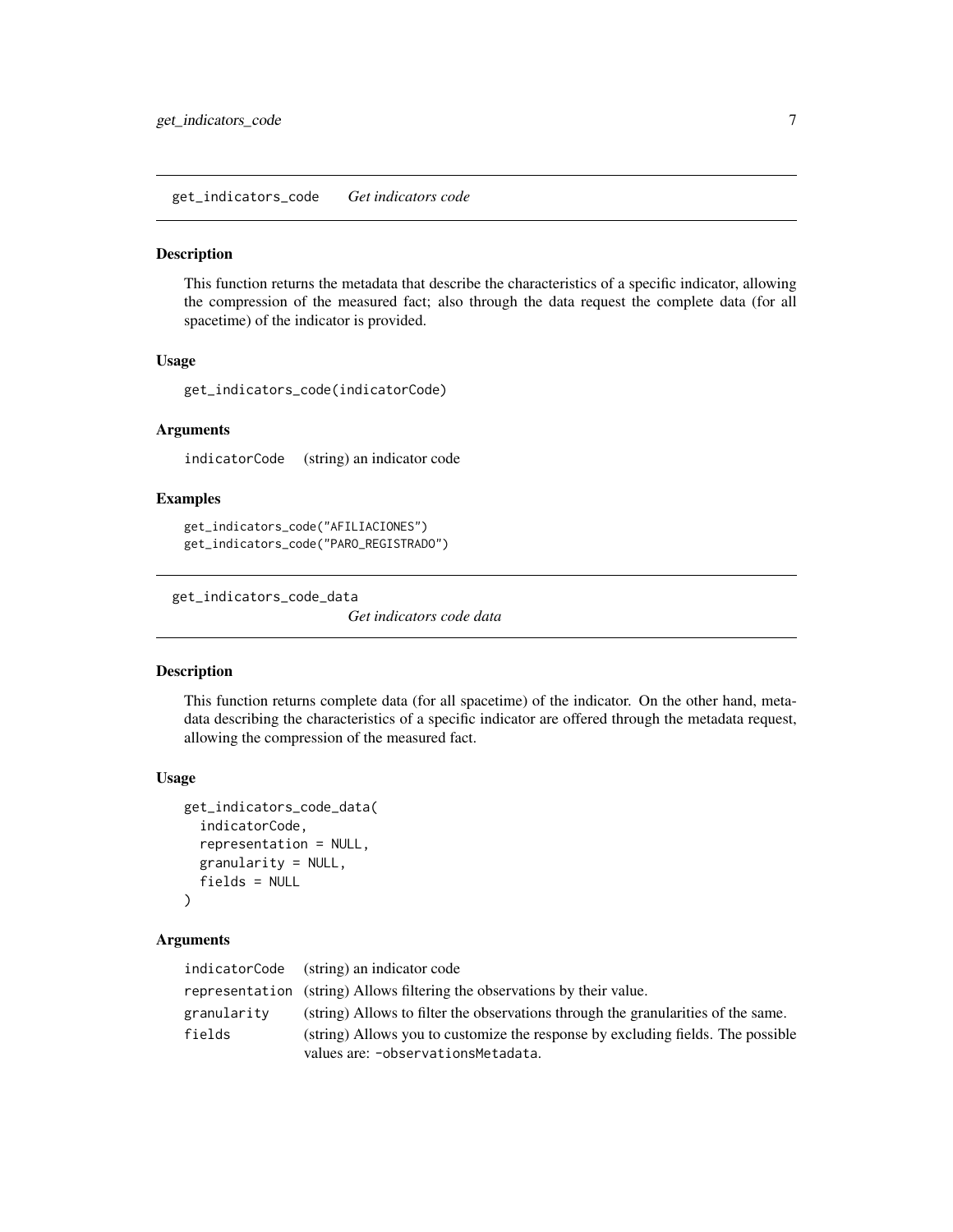## get_indicators_code — *Get indicators code*

### Description

This function returns the metadata that describe the characteristics of a specific indicator, allowing the compression of the measured fact; also through the data request the complete data (for all spacetime) of the indicator is provided.

### Usage

```
get_indicators_code(indicatorCode)
```

### Arguments

| | |
|---|---|
| `indicatorCode` | (string) an indicator code |

### Examples

```
get_indicators_code("AFILIACIONES")
get_indicators_code("PARO_REGISTRADO")
```

## get_indicators_code_data — *Get indicators code data*

### Description

This function returns complete data (for all spacetime) of the indicator. On the other hand, metadata describing the characteristics of a specific indicator are offered through the metadata request, allowing the compression of the measured fact.

### Usage

```
get_indicators_code_data(
  indicatorCode,
  representation = NULL,
  granularity = NULL,
  fields = NULL
)
```

### Arguments

| | |
|---|---|
| `indicatorCode` | (string) an indicator code |
| `representation` | (string) Allows filtering the observations by their value. |
| `granularity` | (string) Allows to filter the observations through the granularities of the same. |
| `fields` | (string) Allows you to customize the response by excluding fields. The possible values are: `-observationsMetadata`. |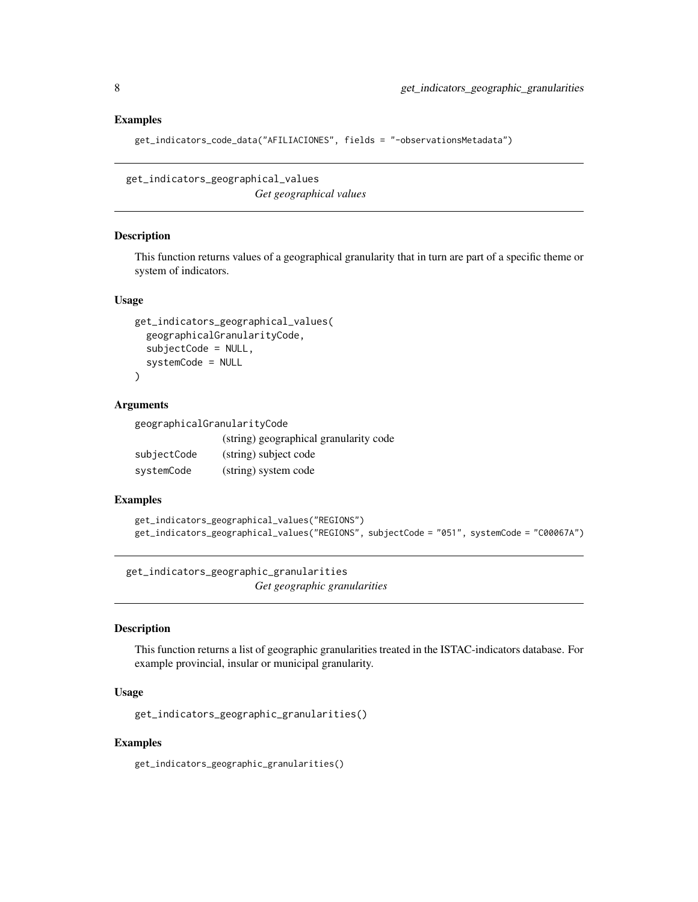### Examples

```
get_indicators_code_data("AFILIACIONES", fields = "-observationsMetadata")
```

---

## get_indicators_geographical_values — *Get geographical values*

### Description

This function returns values of a geographical granularity that in turn are part of a specific theme or system of indicators.

### Usage

```
get_indicators_geographical_values(
  geographicalGranularityCode,
  subjectCode = NULL,
  systemCode = NULL
)
```

### Arguments

| | |
|---|---|
| geographicalGranularityCode | (string) geographical granularity code |
| subjectCode | (string) subject code |
| systemCode | (string) system code |

### Examples

```
get_indicators_geographical_values("REGIONS")
get_indicators_geographical_values("REGIONS", subjectCode = "051", systemCode = "C00067A")
```

---

## get_indicators_geographic_granularities — *Get geographic granularities*

### Description

This function returns a list of geographic granularities treated in the ISTAC-indicators database. For example provincial, insular or municipal granularity.

### Usage

```
get_indicators_geographic_granularities()
```

### Examples

```
get_indicators_geographic_granularities()
```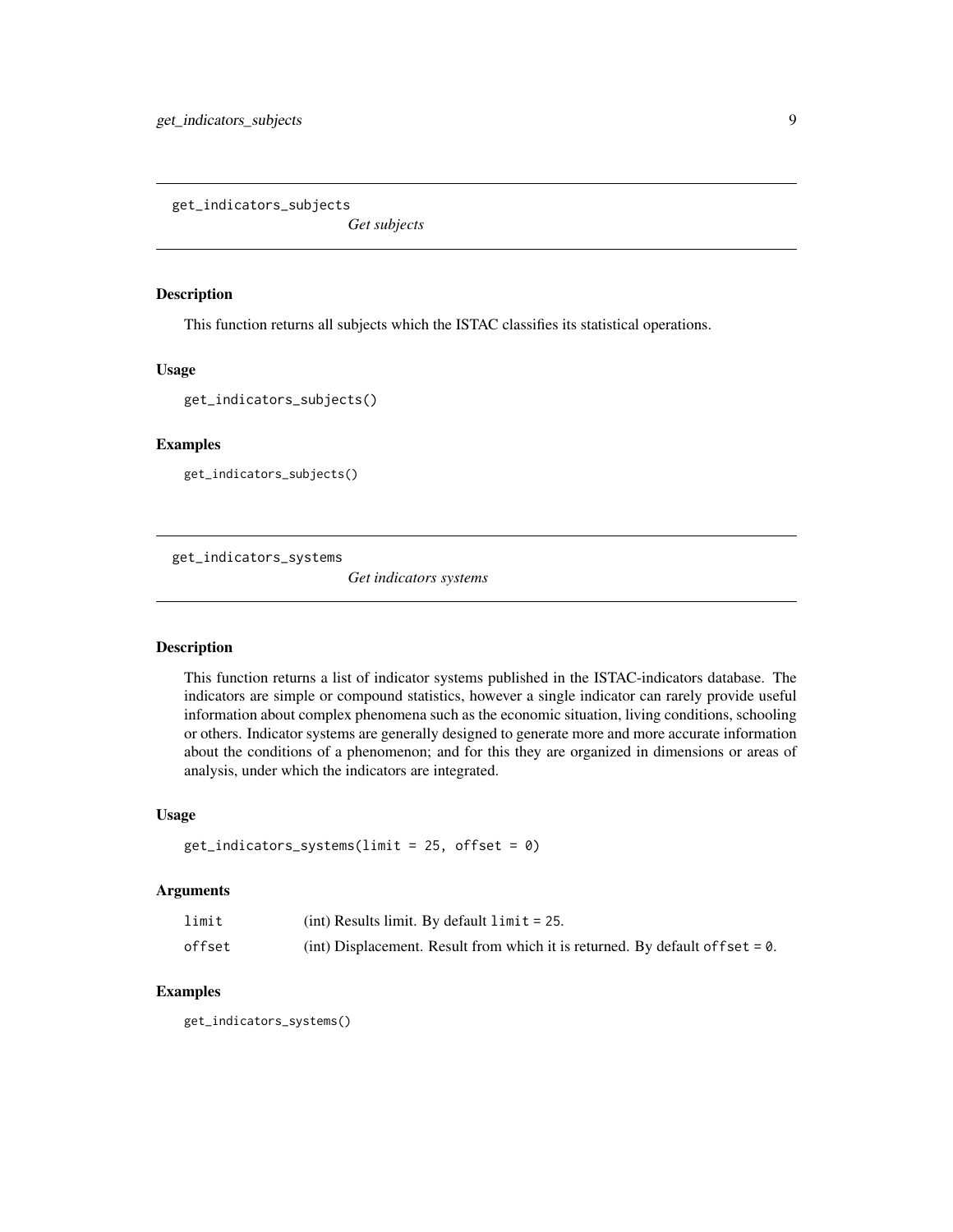## get_indicators_subjects

*Get subjects*

### Description

This function returns all subjects which the ISTAC classifies its statistical operations.

### Usage

```
get_indicators_subjects()
```

### Examples

```
get_indicators_subjects()
```

## get_indicators_systems

*Get indicators systems*

### Description

This function returns a list of indicator systems published in the ISTAC-indicators database. The indicators are simple or compound statistics, however a single indicator can rarely provide useful information about complex phenomena such as the economic situation, living conditions, schooling or others. Indicator systems are generally designed to generate more and more accurate information about the conditions of a phenomenon; and for this they are organized in dimensions or areas of analysis, under which the indicators are integrated.

### Usage

```
get_indicators_systems(limit = 25, offset = 0)
```

### Arguments

| | |
|---|---|
| limit | (int) Results limit. By default `limit = 25`. |
| offset | (int) Displacement. Result from which it is returned. By default `offset = 0`. |

### Examples

```
get_indicators_systems()
```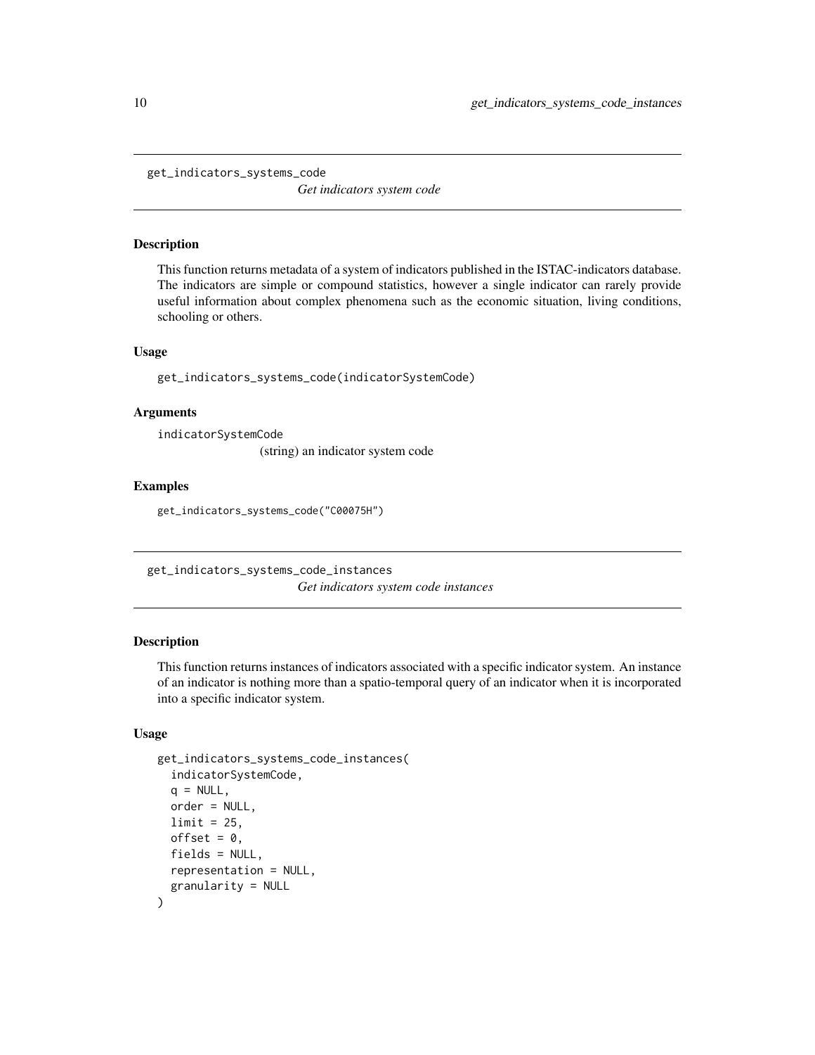## get_indicators_systems_code

*Get indicators system code*

### Description

This function returns metadata of a system of indicators published in the ISTAC-indicators database. The indicators are simple or compound statistics, however a single indicator can rarely provide useful information about complex phenomena such as the economic situation, living conditions, schooling or others.

### Usage

```
get_indicators_systems_code(indicatorSystemCode)
```

### Arguments

`indicatorSystemCode`
(string) an indicator system code

### Examples

```
get_indicators_systems_code("C00075H")
```

## get_indicators_systems_code_instances

*Get indicators system code instances*

### Description

This function returns instances of indicators associated with a specific indicator system. An instance of an indicator is nothing more than a spatio-temporal query of an indicator when it is incorporated into a specific indicator system.

### Usage

```
get_indicators_systems_code_instances(
  indicatorSystemCode,
  q = NULL,
  order = NULL,
  limit = 25,
  offset = 0,
  fields = NULL,
  representation = NULL,
  granularity = NULL
)
```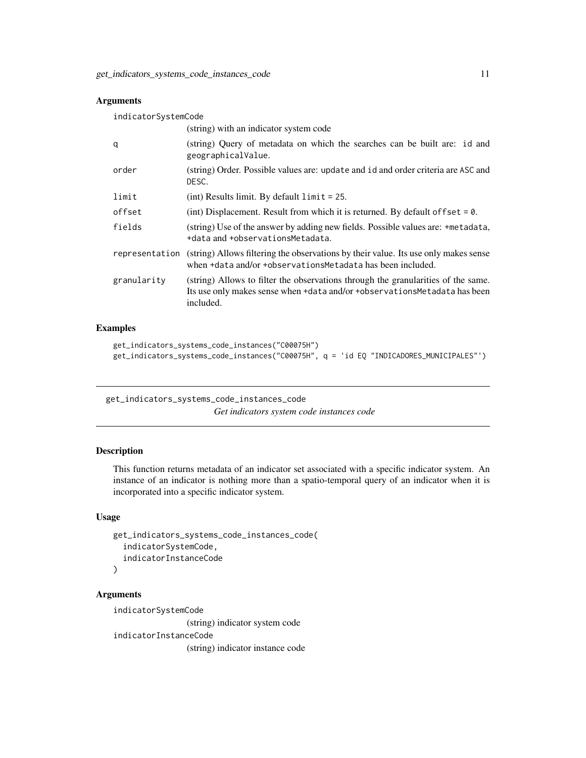## Arguments

indicatorSystemCode
(string) with an indicator system code

q
(string) Query of metadata on which the searches can be built are: id and geographicalValue.

order
(string) Order. Possible values are: update and id and order criteria are ASC and DESC.

limit
(int) Results limit. By default limit = 25.

offset
(int) Displacement. Result from which it is returned. By default offset = 0.

fields
(string) Use of the answer by adding new fields. Possible values are: +metadata, +data and +observationsMetadata.

representation
(string) Allows filtering the observations by their value. Its use only makes sense when +data and/or +observationsMetadata has been included.

granularity
(string) Allows to filter the observations through the granularities of the same. Its use only makes sense when +data and/or +observationsMetadata has been included.

## Examples

```
get_indicators_systems_code_instances("C00075H")
get_indicators_systems_code_instances("C00075H", q = 'id EQ "INDICADORES_MUNICIPALES"')
```

---

# get_indicators_systems_code_instances_code

*Get indicators system code instances code*

---

## Description

This function returns metadata of an indicator set associated with a specific indicator system. An instance of an indicator is nothing more than a spatio-temporal query of an indicator when it is incorporated into a specific indicator system.

## Usage

```
get_indicators_systems_code_instances_code(
  indicatorSystemCode,
  indicatorInstanceCode
)
```

## Arguments

indicatorSystemCode
(string) indicator system code

indicatorInstanceCode
(string) indicator instance code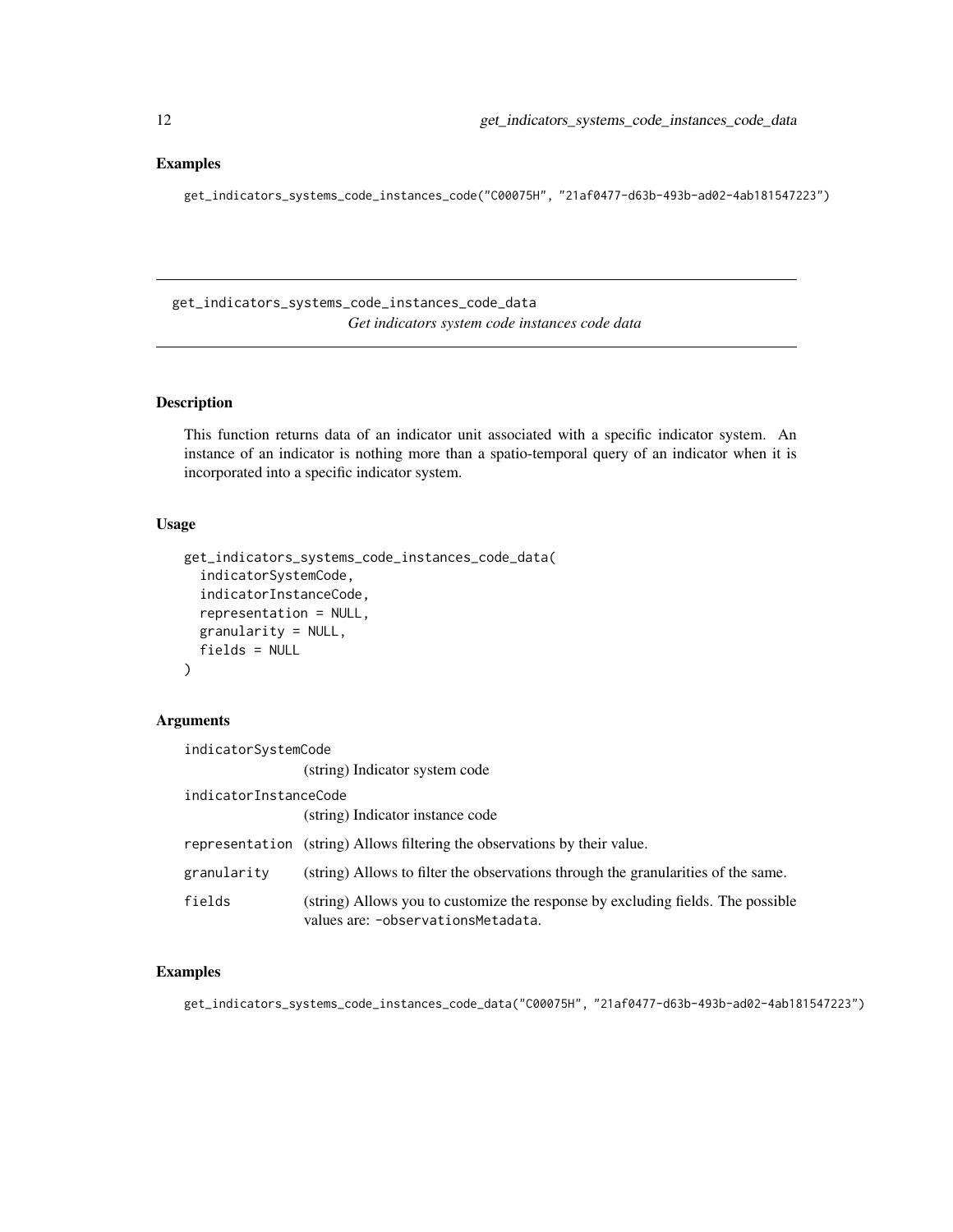### Examples

```
get_indicators_systems_code_instances_code("C00075H", "21af0477-d63b-493b-ad02-4ab181547223")
```

---

## get_indicators_systems_code_instances_code_data

*Get indicators system code instances code data*

---

### Description

This function returns data of an indicator unit associated with a specific indicator system. An instance of an indicator is nothing more than a spatio-temporal query of an indicator when it is incorporated into a specific indicator system.

### Usage

```
get_indicators_systems_code_instances_code_data(
  indicatorSystemCode,
  indicatorInstanceCode,
  representation = NULL,
  granularity = NULL,
  fields = NULL
)
```

### Arguments

| | |
|---|---|
| `indicatorSystemCode` | (string) Indicator system code |
| `indicatorInstanceCode` | (string) Indicator instance code |
| `representation` | (string) Allows filtering the observations by their value. |
| `granularity` | (string) Allows to filter the observations through the granularities of the same. |
| `fields` | (string) Allows you to customize the response by excluding fields. The possible values are: `-observationsMetadata`. |

### Examples

```
get_indicators_systems_code_instances_code_data("C00075H", "21af0477-d63b-493b-ad02-4ab181547223")
```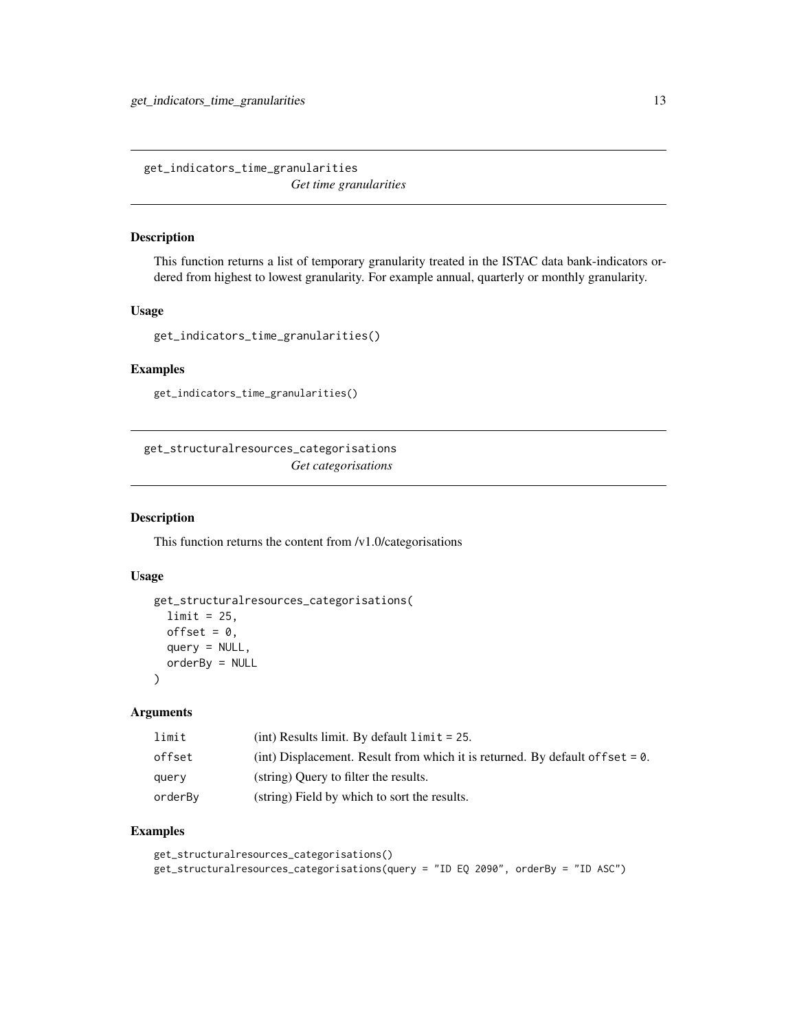## get_indicators_time_granularities

*Get time granularities*

### Description

This function returns a list of temporary granularity treated in the ISTAC data bank-indicators ordered from highest to lowest granularity. For example annual, quarterly or monthly granularity.

### Usage

```
get_indicators_time_granularities()
```

### Examples

```
get_indicators_time_granularities()
```

## get_structuralresources_categorisations

*Get categorisations*

### Description

This function returns the content from /v1.0/categorisations

### Usage

```
get_structuralresources_categorisations(
  limit = 25,
  offset = 0,
  query = NULL,
  orderBy = NULL
)
```

### Arguments

| | |
|---|---|
| limit | (int) Results limit. By default `limit = 25`. |
| offset | (int) Displacement. Result from which it is returned. By default `offset = 0`. |
| query | (string) Query to filter the results. |
| orderBy | (string) Field by which to sort the results. |

### Examples

```
get_structuralresources_categorisations()
get_structuralresources_categorisations(query = "ID EQ 2090", orderBy = "ID ASC")
```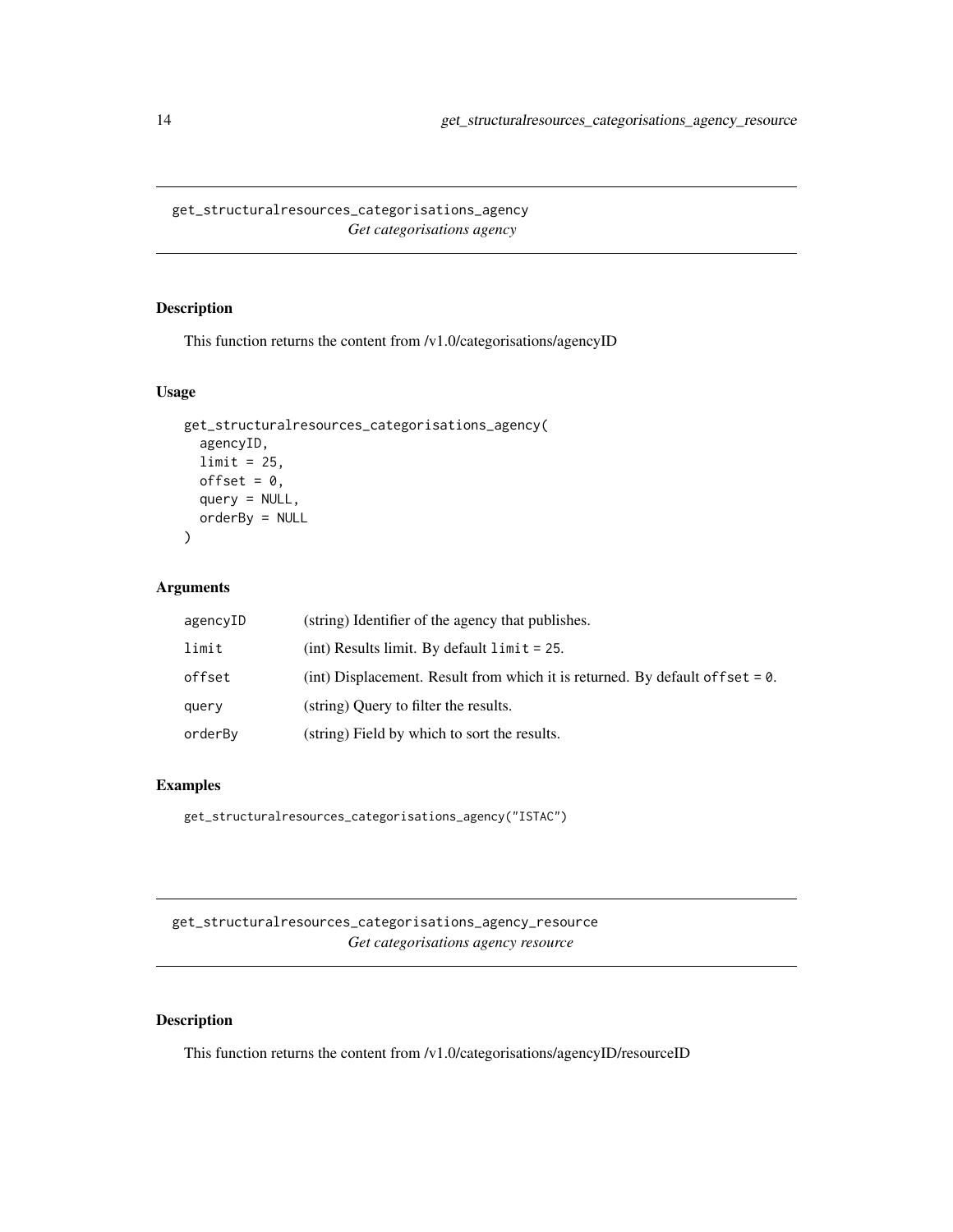## get_structuralresources_categorisations_agency

*Get categorisations agency*

### Description

This function returns the content from /v1.0/categorisations/agencyID

### Usage

```
get_structuralresources_categorisations_agency(
  agencyID,
  limit = 25,
  offset = 0,
  query = NULL,
  orderBy = NULL
)
```

### Arguments

| | |
|---|---|
| agencyID | (string) Identifier of the agency that publishes. |
| limit | (int) Results limit. By default `limit = 25`. |
| offset | (int) Displacement. Result from which it is returned. By default `offset = 0`. |
| query | (string) Query to filter the results. |
| orderBy | (string) Field by which to sort the results. |

### Examples

```
get_structuralresources_categorisations_agency("ISTAC")
```

## get_structuralresources_categorisations_agency_resource

*Get categorisations agency resource*

### Description

This function returns the content from /v1.0/categorisations/agencyID/resourceID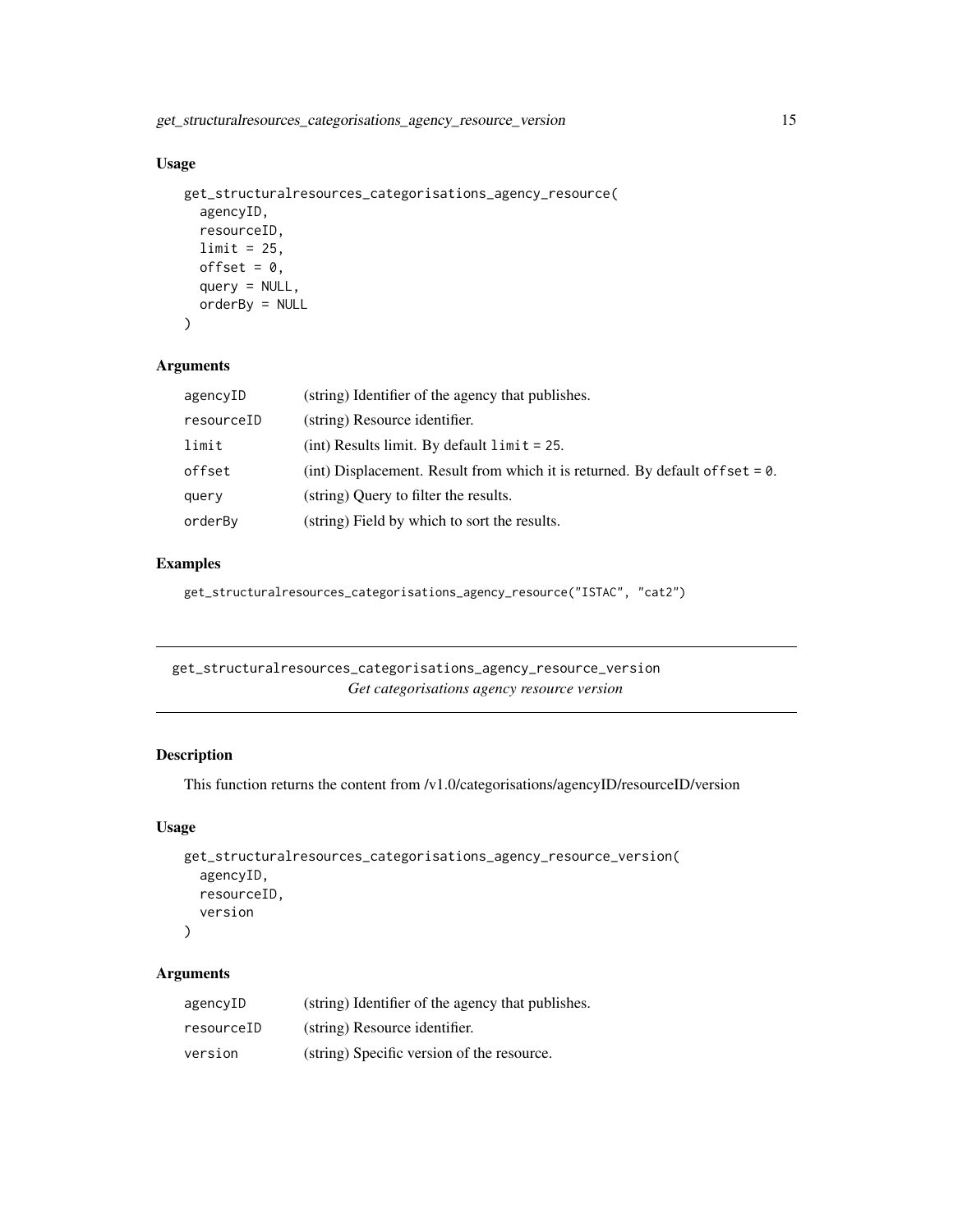### Usage

```
get_structuralresources_categorisations_agency_resource(
  agencyID,
  resourceID,
  limit = 25,
  offset = 0,
  query = NULL,
  orderBy = NULL
)
```

### Arguments

| | |
|---|---|
| agencyID | (string) Identifier of the agency that publishes. |
| resourceID | (string) Resource identifier. |
| limit | (int) Results limit. By default `limit = 25`. |
| offset | (int) Displacement. Result from which it is returned. By default `offset = 0`. |
| query | (string) Query to filter the results. |
| orderBy | (string) Field by which to sort the results. |

### Examples

```
get_structuralresources_categorisations_agency_resource("ISTAC", "cat2")
```

## get_structuralresources_categorisations_agency_resource_version

*Get categorisations agency resource version*

### Description

This function returns the content from /v1.0/categorisations/agencyID/resourceID/version

### Usage

```
get_structuralresources_categorisations_agency_resource_version(
  agencyID,
  resourceID,
  version
)
```

### Arguments

| | |
|---|---|
| agencyID | (string) Identifier of the agency that publishes. |
| resourceID | (string) Resource identifier. |
| version | (string) Specific version of the resource. |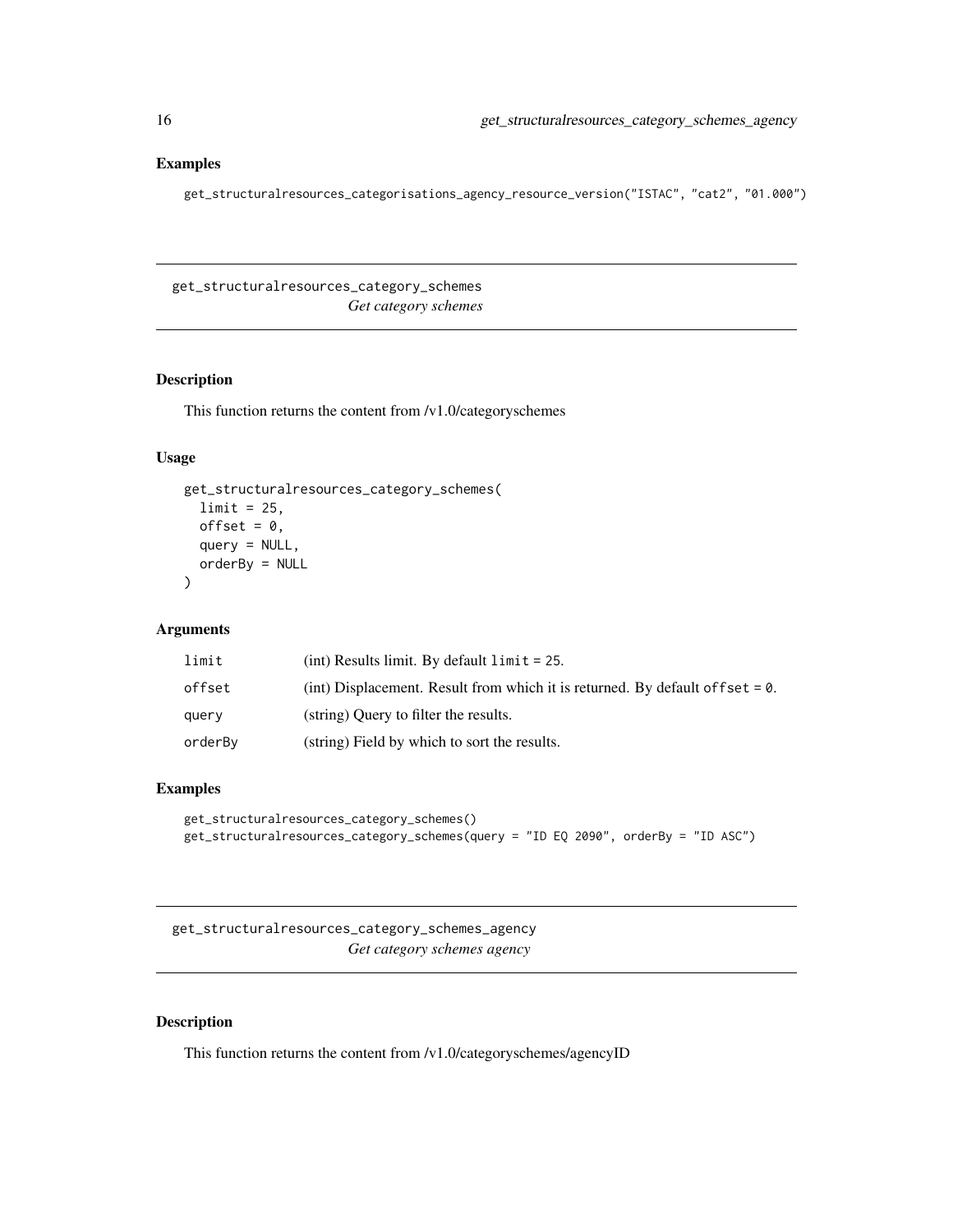## Examples

```
get_structuralresources_categorisations_agency_resource_version("ISTAC", "cat2", "01.000")
```

---

## get_structuralresources_category_schemes
*Get category schemes*

### Description

This function returns the content from /v1.0/categoryschemes

### Usage

```
get_structuralresources_category_schemes(
  limit = 25,
  offset = 0,
  query = NULL,
  orderBy = NULL
)
```

### Arguments

| | |
|---|---|
| limit | (int) Results limit. By default `limit = 25`. |
| offset | (int) Displacement. Result from which it is returned. By default `offset = 0`. |
| query | (string) Query to filter the results. |
| orderBy | (string) Field by which to sort the results. |

### Examples

```
get_structuralresources_category_schemes()
get_structuralresources_category_schemes(query = "ID EQ 2090", orderBy = "ID ASC")
```

---

## get_structuralresources_category_schemes_agency
*Get category schemes agency*

### Description

This function returns the content from /v1.0/categoryschemes/agencyID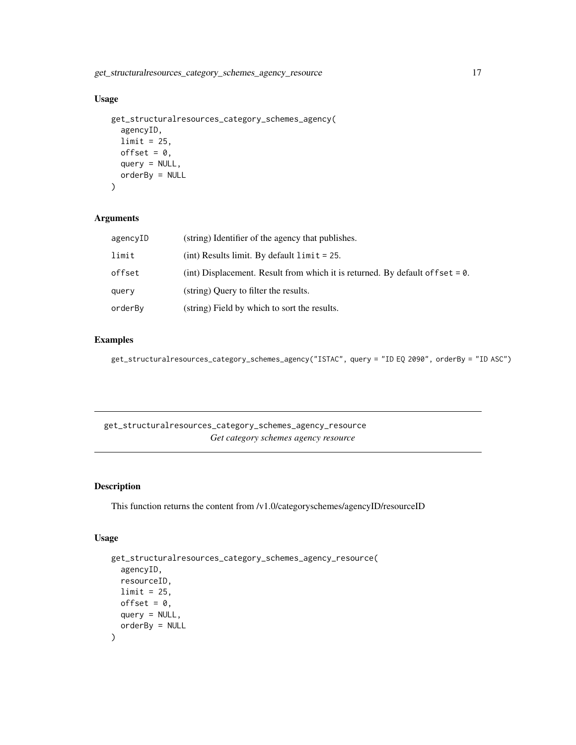## Usage

```
get_structuralresources_category_schemes_agency(
  agencyID,
  limit = 25,
  offset = 0,
  query = NULL,
  orderBy = NULL
)
```

## Arguments

| | |
|---|---|
| agencyID | (string) Identifier of the agency that publishes. |
| limit | (int) Results limit. By default `limit = 25`. |
| offset | (int) Displacement. Result from which it is returned. By default `offset = 0`. |
| query | (string) Query to filter the results. |
| orderBy | (string) Field by which to sort the results. |

## Examples

```
get_structuralresources_category_schemes_agency("ISTAC", query = "ID EQ 2090", orderBy = "ID ASC")
```

---

# get_structuralresources_category_schemes_agency_resource

*Get category schemes agency resource*

---

## Description

This function returns the content from /v1.0/categoryschemes/agencyID/resourceID

## Usage

```
get_structuralresources_category_schemes_agency_resource(
  agencyID,
  resourceID,
  limit = 25,
  offset = 0,
  query = NULL,
  orderBy = NULL
)
```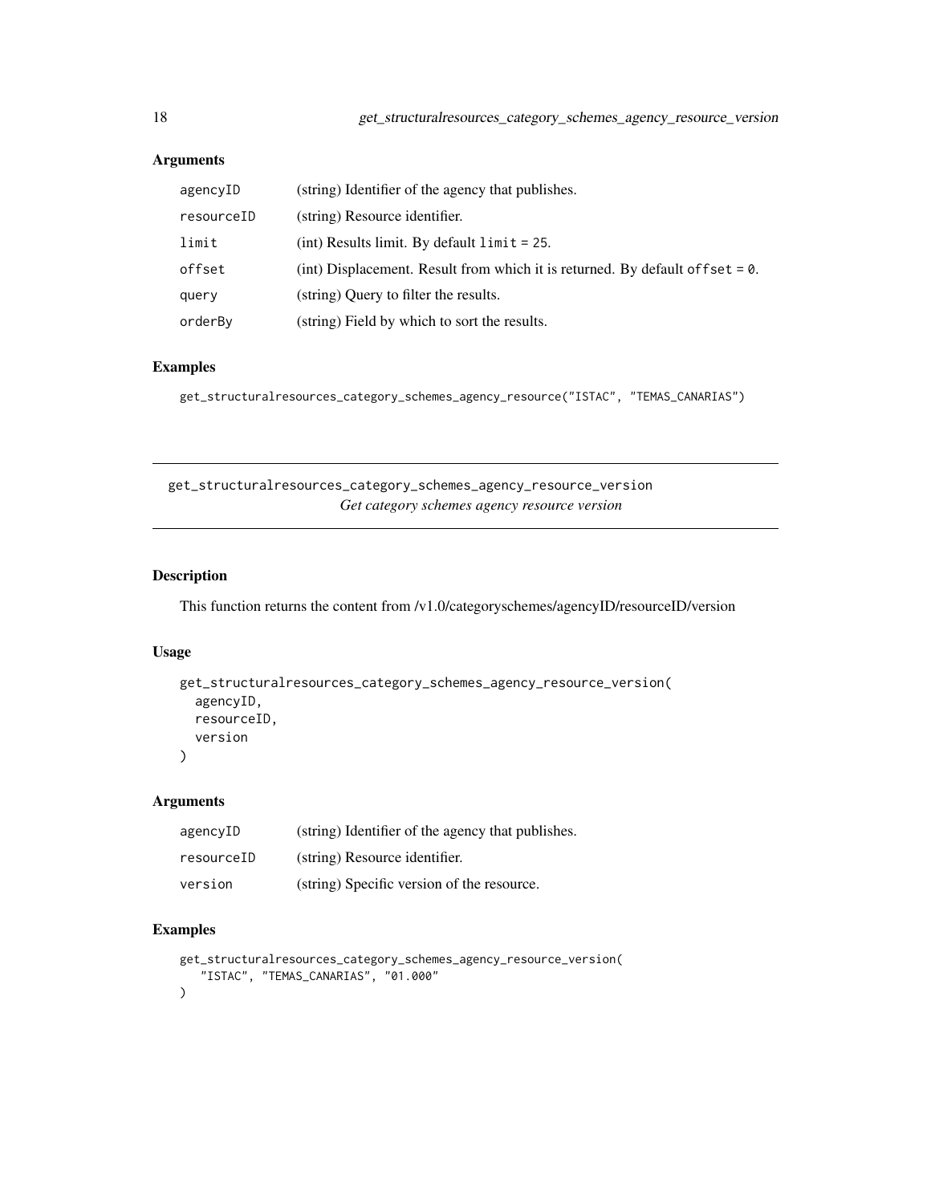### Arguments

| | |
|---|---|
| agencyID | (string) Identifier of the agency that publishes. |
| resourceID | (string) Resource identifier. |
| limit | (int) Results limit. By default `limit = 25`. |
| offset | (int) Displacement. Result from which it is returned. By default `offset = 0`. |
| query | (string) Query to filter the results. |
| orderBy | (string) Field by which to sort the results. |

### Examples

```
get_structuralresources_category_schemes_agency_resource("ISTAC", "TEMAS_CANARIAS")
```

---

## get_structuralresources_category_schemes_agency_resource_version

*Get category schemes agency resource version*

---

### Description

This function returns the content from /v1.0/categoryschemes/agencyID/resourceID/version

### Usage

```
get_structuralresources_category_schemes_agency_resource_version(
  agencyID,
  resourceID,
  version
)
```

### Arguments

| | |
|---|---|
| agencyID | (string) Identifier of the agency that publishes. |
| resourceID | (string) Resource identifier. |
| version | (string) Specific version of the resource. |

### Examples

```
get_structuralresources_category_schemes_agency_resource_version(
   "ISTAC", "TEMAS_CANARIAS", "01.000"
)
```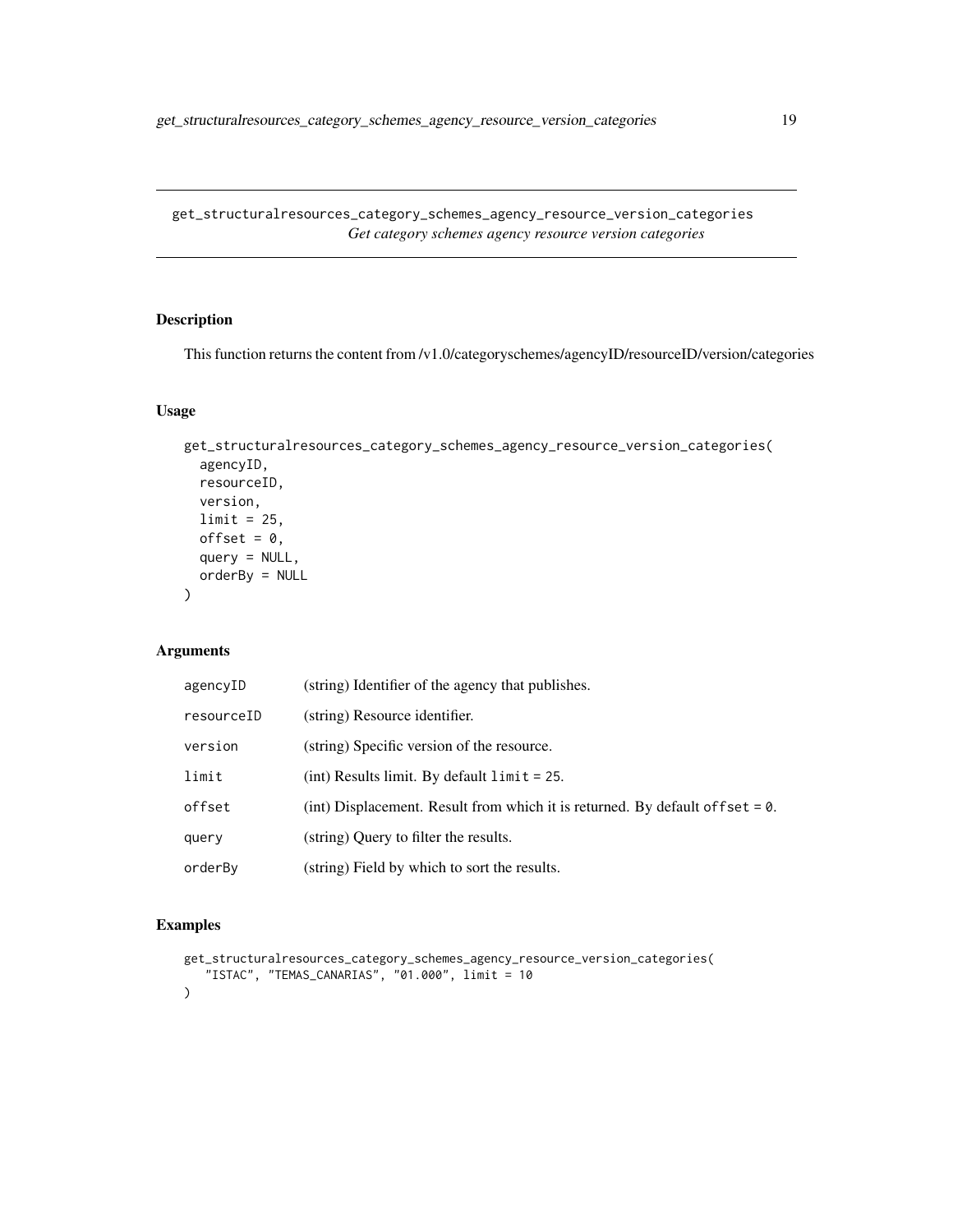## get_structuralresources_category_schemes_agency_resource_version_categories

*Get category schemes agency resource version categories*

### Description

This function returns the content from /v1.0/categoryschemes/agencyID/resourceID/version/categories

### Usage

```
get_structuralresources_category_schemes_agency_resource_version_categories(
  agencyID,
  resourceID,
  version,
  limit = 25,
  offset = 0,
  query = NULL,
  orderBy = NULL
)
```

### Arguments

| | |
|---|---|
| `agencyID` | (string) Identifier of the agency that publishes. |
| `resourceID` | (string) Resource identifier. |
| `version` | (string) Specific version of the resource. |
| `limit` | (int) Results limit. By default `limit = 25`. |
| `offset` | (int) Displacement. Result from which it is returned. By default `offset = 0`. |
| `query` | (string) Query to filter the results. |
| `orderBy` | (string) Field by which to sort the results. |

### Examples

```
get_structuralresources_category_schemes_agency_resource_version_categories(
   "ISTAC", "TEMAS_CANARIAS", "01.000", limit = 10
)
```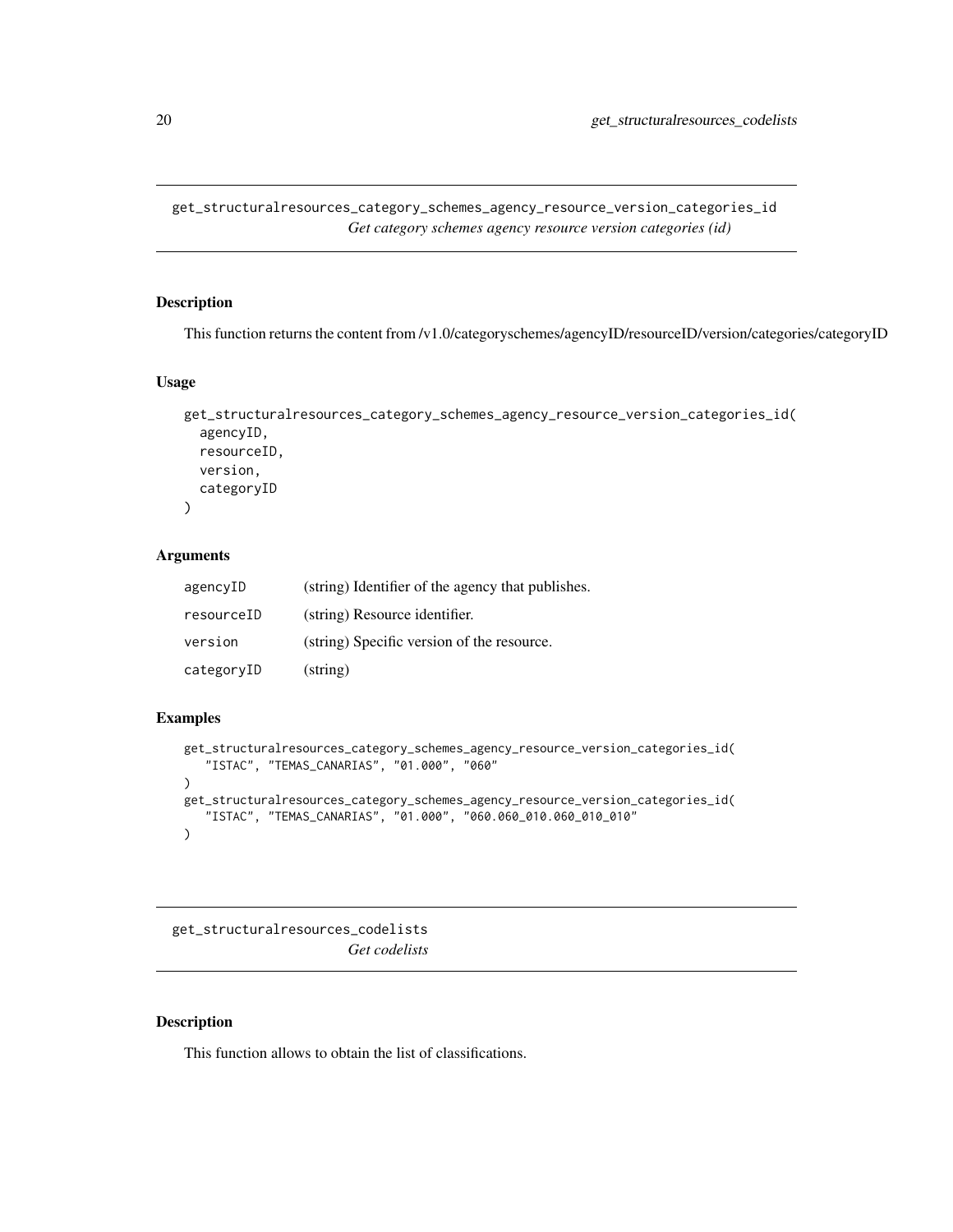## get_structuralresources_category_schemes_agency_resource_version_categories_id

*Get category schemes agency resource version categories (id)*

### Description

This function returns the content from /v1.0/categoryschemes/agencyID/resourceID/version/categories/categoryID

### Usage

```
get_structuralresources_category_schemes_agency_resource_version_categories_id(
  agencyID,
  resourceID,
  version,
  categoryID
)
```

### Arguments

| | |
|---|---|
| agencyID | (string) Identifier of the agency that publishes. |
| resourceID | (string) Resource identifier. |
| version | (string) Specific version of the resource. |
| categoryID | (string) |

### Examples

```
get_structuralresources_category_schemes_agency_resource_version_categories_id(
   "ISTAC", "TEMAS_CANARIAS", "01.000", "060"
)
get_structuralresources_category_schemes_agency_resource_version_categories_id(
   "ISTAC", "TEMAS_CANARIAS", "01.000", "060.060_010.060_010_010"
)
```

## get_structuralresources_codelists

*Get codelists*

### Description

This function allows to obtain the list of classifications.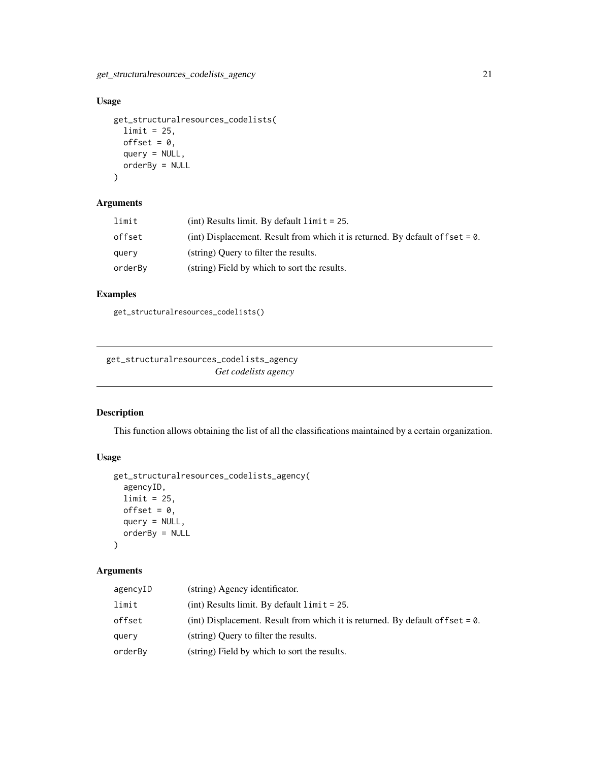### Usage

```
get_structuralresources_codelists(
  limit = 25,
  offset = 0,
  query = NULL,
  orderBy = NULL
)
```

### Arguments

| | |
|---|---|
| limit | (int) Results limit. By default `limit = 25`. |
| offset | (int) Displacement. Result from which it is returned. By default `offset = 0`. |
| query | (string) Query to filter the results. |
| orderBy | (string) Field by which to sort the results. |

### Examples

```
get_structuralresources_codelists()
```

---

## get_structuralresources_codelists_agency    *Get codelists agency*

---

### Description

This function allows obtaining the list of all the classifications maintained by a certain organization.

### Usage

```
get_structuralresources_codelists_agency(
  agencyID,
  limit = 25,
  offset = 0,
  query = NULL,
  orderBy = NULL
)
```

### Arguments

| | |
|---|---|
| agencyID | (string) Agency identificator. |
| limit | (int) Results limit. By default `limit = 25`. |
| offset | (int) Displacement. Result from which it is returned. By default `offset = 0`. |
| query | (string) Query to filter the results. |
| orderBy | (string) Field by which to sort the results. |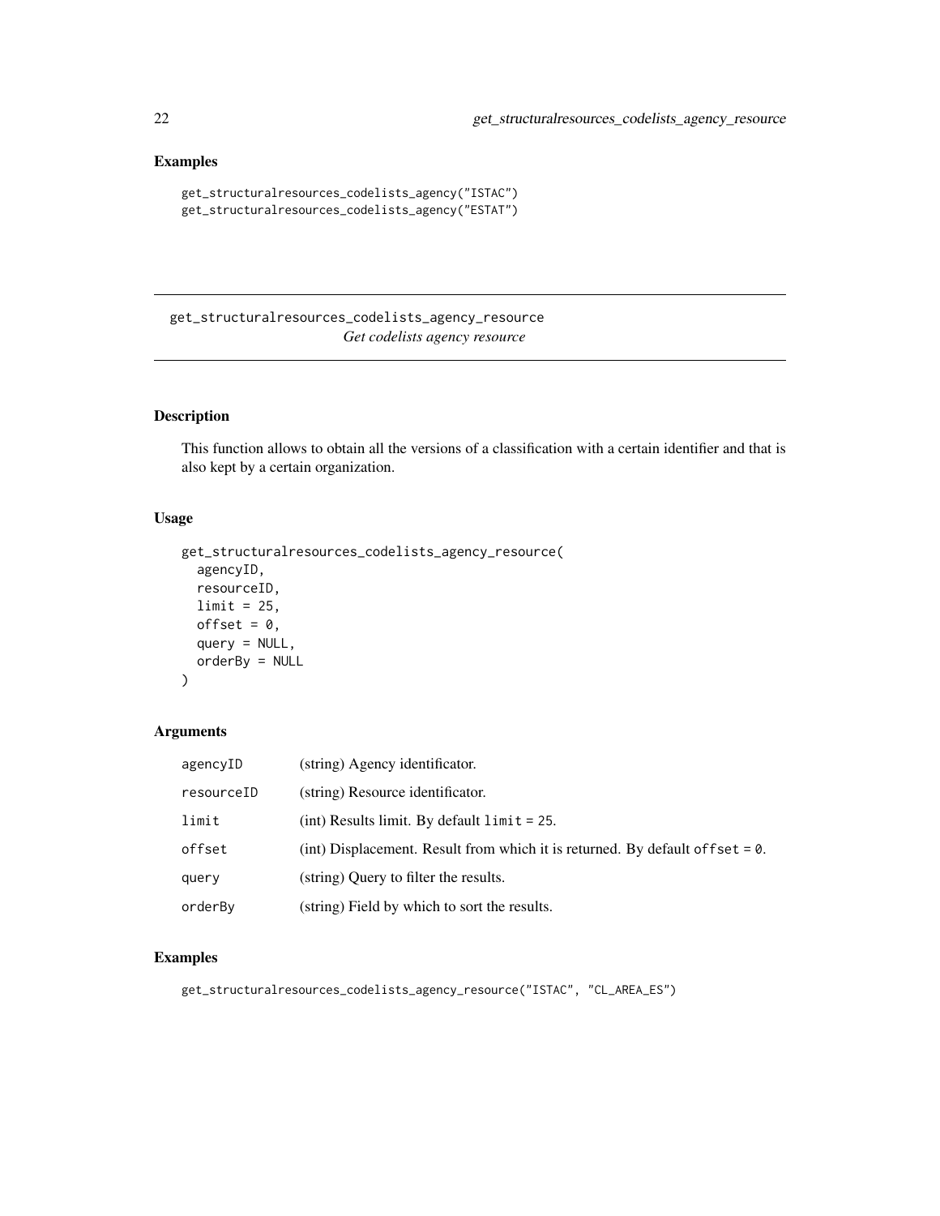## Examples

```
get_structuralresources_codelists_agency("ISTAC")
get_structuralresources_codelists_agency("ESTAT")
```

---

# get_structuralresources_codelists_agency_resource
*Get codelists agency resource*

---

## Description

This function allows to obtain all the versions of a classification with a certain identifier and that is also kept by a certain organization.

## Usage

```
get_structuralresources_codelists_agency_resource(
  agencyID,
  resourceID,
  limit = 25,
  offset = 0,
  query = NULL,
  orderBy = NULL
)
```

## Arguments

| | |
|---|---|
| `agencyID` | (string) Agency identificator. |
| `resourceID` | (string) Resource identificator. |
| `limit` | (int) Results limit. By default `limit = 25`. |
| `offset` | (int) Displacement. Result from which it is returned. By default `offset = 0`. |
| `query` | (string) Query to filter the results. |
| `orderBy` | (string) Field by which to sort the results. |

## Examples

```
get_structuralresources_codelists_agency_resource("ISTAC", "CL_AREA_ES")
```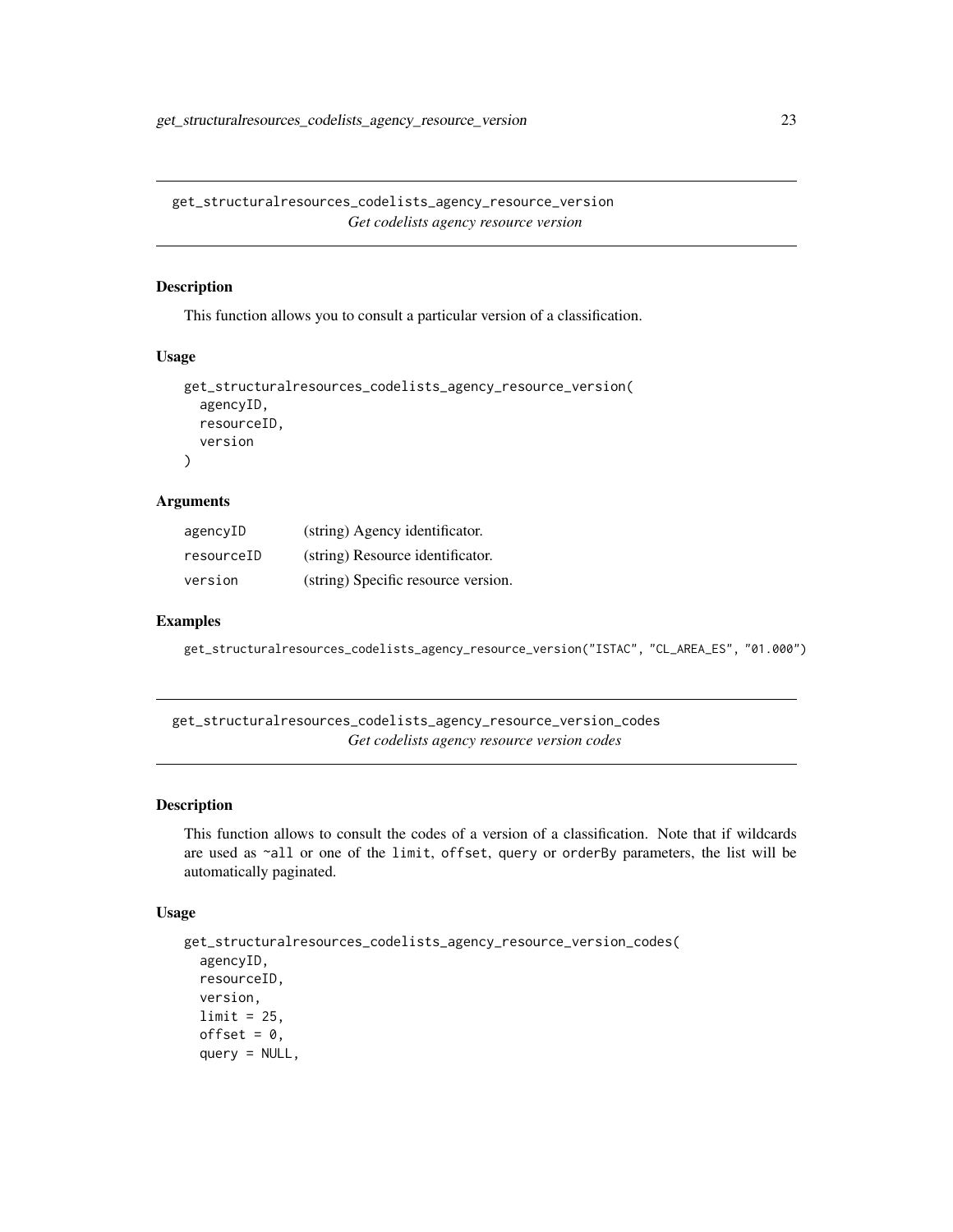## get_structuralresources_codelists_agency_resource_version

*Get codelists agency resource version*

### Description

This function allows you to consult a particular version of a classification.

### Usage

```
get_structuralresources_codelists_agency_resource_version(
  agencyID,
  resourceID,
  version
)
```

### Arguments

| | |
|---|---|
| agencyID | (string) Agency identificator. |
| resourceID | (string) Resource identificator. |
| version | (string) Specific resource version. |

### Examples

```
get_structuralresources_codelists_agency_resource_version("ISTAC", "CL_AREA_ES", "01.000")
```

## get_structuralresources_codelists_agency_resource_version_codes

*Get codelists agency resource version codes*

### Description

This function allows to consult the codes of a version of a classification. Note that if wildcards are used as `~all` or one of the `limit`, `offset`, `query` or `orderBy` parameters, the list will be automatically paginated.

### Usage

```
get_structuralresources_codelists_agency_resource_version_codes(
  agencyID,
  resourceID,
  version,
  limit = 25,
  offset = 0,
  query = NULL,
```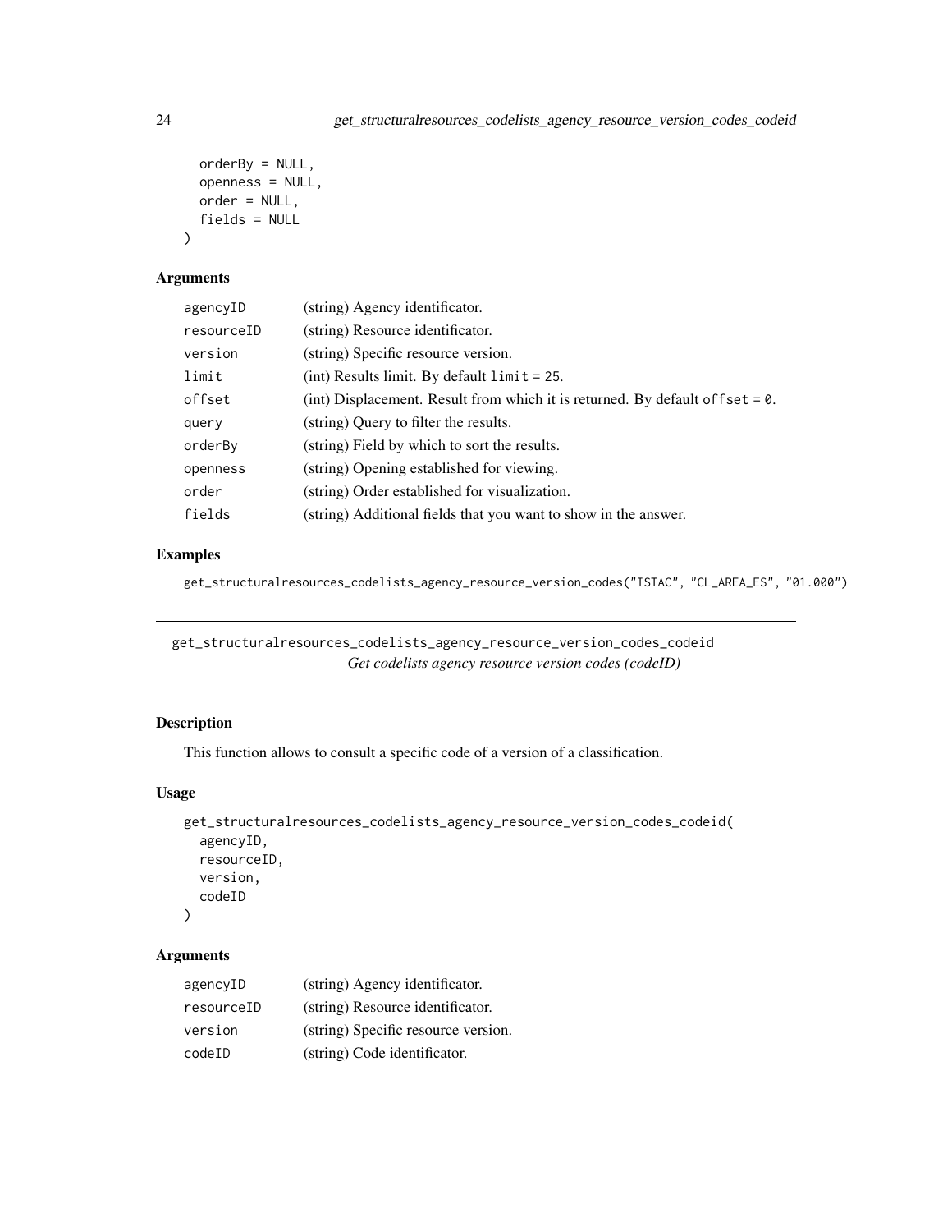```
  orderBy = NULL,
  openness = NULL,
  order = NULL,
  fields = NULL
)
```

### Arguments

| | |
|---|---|
| agencyID | (string) Agency identificator. |
| resourceID | (string) Resource identificator. |
| version | (string) Specific resource version. |
| limit | (int) Results limit. By default `limit = 25`. |
| offset | (int) Displacement. Result from which it is returned. By default `offset = 0`. |
| query | (string) Query to filter the results. |
| orderBy | (string) Field by which to sort the results. |
| openness | (string) Opening established for viewing. |
| order | (string) Order established for visualization. |
| fields | (string) Additional fields that you want to show in the answer. |

### Examples

```
get_structuralresources_codelists_agency_resource_version_codes("ISTAC", "CL_AREA_ES", "01.000")
```

---

## get_structuralresources_codelists_agency_resource_version_codes_codeid

*Get codelists agency resource version codes (codeID)*

### Description

This function allows to consult a specific code of a version of a classification.

### Usage

```
get_structuralresources_codelists_agency_resource_version_codes_codeid(
  agencyID,
  resourceID,
  version,
  codeID
)
```

### Arguments

| | |
|---|---|
| agencyID | (string) Agency identificator. |
| resourceID | (string) Resource identificator. |
| version | (string) Specific resource version. |
| codeID | (string) Code identificator. |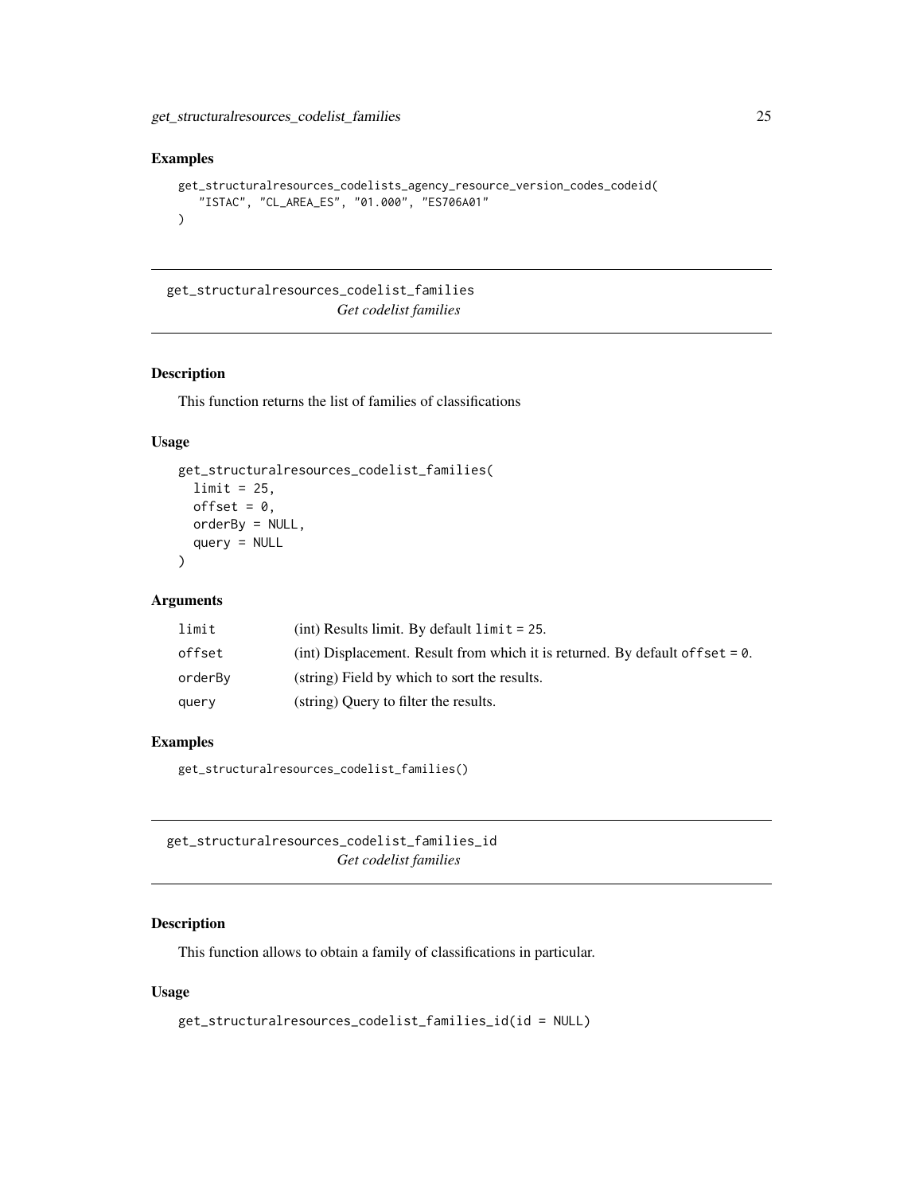### Examples

```
get_structuralresources_codelists_agency_resource_version_codes_codeid(
   "ISTAC", "CL_AREA_ES", "01.000", "ES706A01"
)
```

---

## get_structuralresources_codelist_families

*Get codelist families*

---

### Description

This function returns the list of families of classifications

### Usage

```
get_structuralresources_codelist_families(
  limit = 25,
  offset = 0,
  orderBy = NULL,
  query = NULL
)
```

### Arguments

| | |
|---|---|
| limit | (int) Results limit. By default `limit = 25`. |
| offset | (int) Displacement. Result from which it is returned. By default `offset = 0`. |
| orderBy | (string) Field by which to sort the results. |
| query | (string) Query to filter the results. |

### Examples

```
get_structuralresources_codelist_families()
```

---

## get_structuralresources_codelist_families_id

*Get codelist families*

---

### Description

This function allows to obtain a family of classifications in particular.

### Usage

```
get_structuralresources_codelist_families_id(id = NULL)
```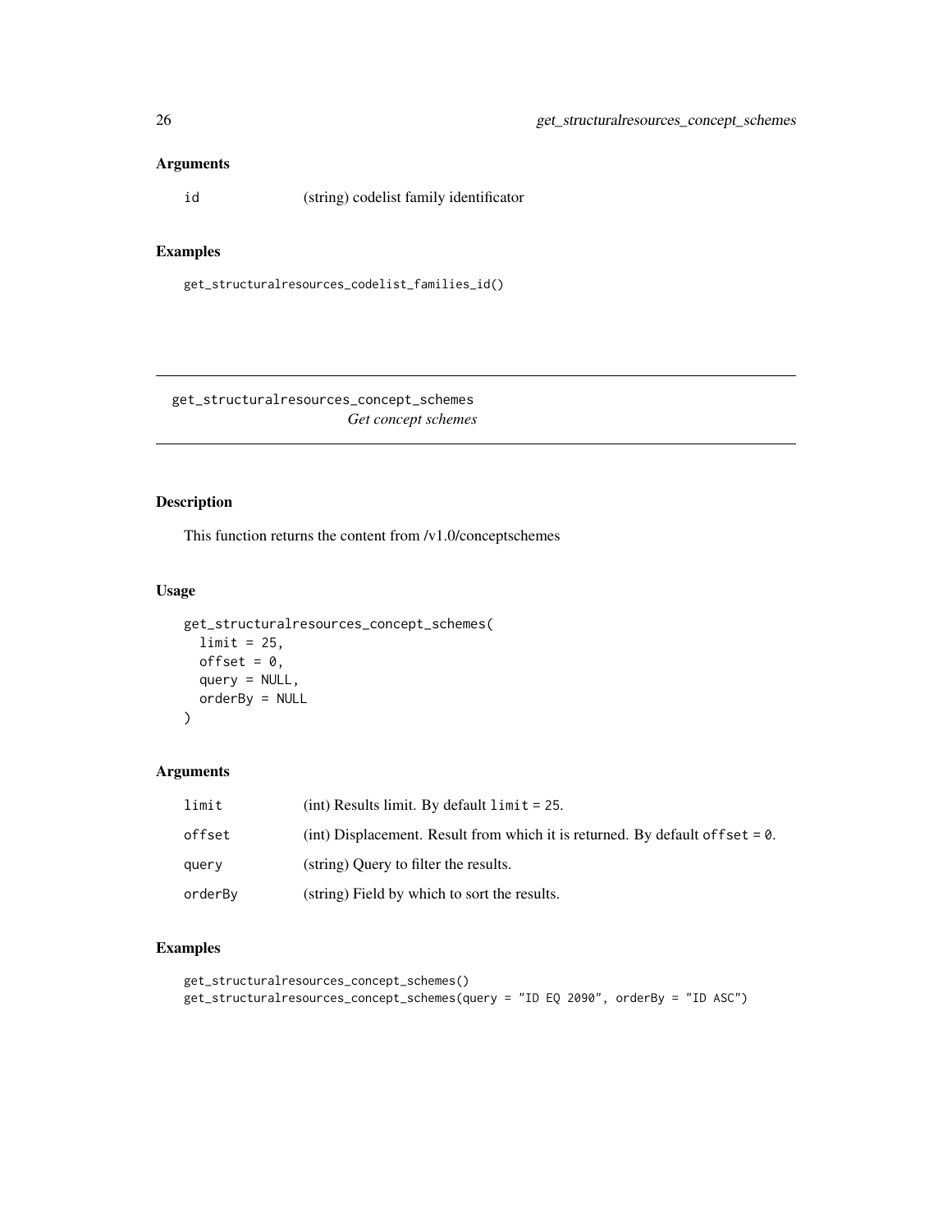## Arguments

id (string) codelist family identificator

## Examples

```
get_structuralresources_codelist_families_id()
```

---

# get_structuralresources_concept_schemes
*Get concept schemes*

---

## Description

This function returns the content from /v1.0/conceptschemes

## Usage

```
get_structuralresources_concept_schemes(
  limit = 25,
  offset = 0,
  query = NULL,
  orderBy = NULL
)
```

## Arguments

| | |
|---|---|
| limit | (int) Results limit. By default `limit = 25`. |
| offset | (int) Displacement. Result from which it is returned. By default `offset = 0`. |
| query | (string) Query to filter the results. |
| orderBy | (string) Field by which to sort the results. |

## Examples

```
get_structuralresources_concept_schemes()
get_structuralresources_concept_schemes(query = "ID EQ 2090", orderBy = "ID ASC")
```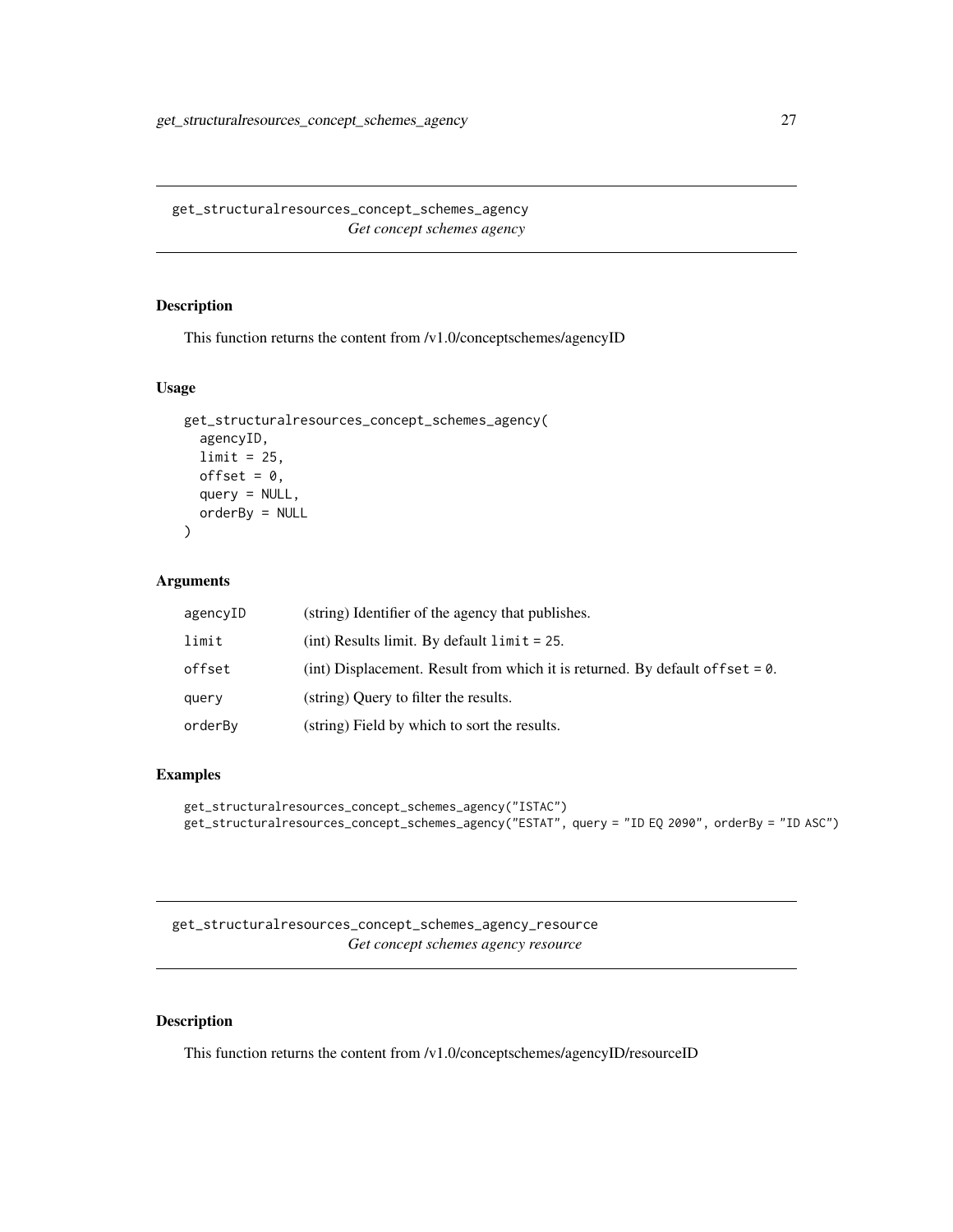## get_structuralresources_concept_schemes_agency

*Get concept schemes agency*

### Description

This function returns the content from /v1.0/conceptschemes/agencyID

### Usage

```
get_structuralresources_concept_schemes_agency(
  agencyID,
  limit = 25,
  offset = 0,
  query = NULL,
  orderBy = NULL
)
```

### Arguments

| | |
|---|---|
| agencyID | (string) Identifier of the agency that publishes. |
| limit | (int) Results limit. By default `limit = 25`. |
| offset | (int) Displacement. Result from which it is returned. By default `offset = 0`. |
| query | (string) Query to filter the results. |
| orderBy | (string) Field by which to sort the results. |

### Examples

```
get_structuralresources_concept_schemes_agency("ISTAC")
get_structuralresources_concept_schemes_agency("ESTAT", query = "ID EQ 2090", orderBy = "ID ASC")
```

## get_structuralresources_concept_schemes_agency_resource

*Get concept schemes agency resource*

### Description

This function returns the content from /v1.0/conceptschemes/agencyID/resourceID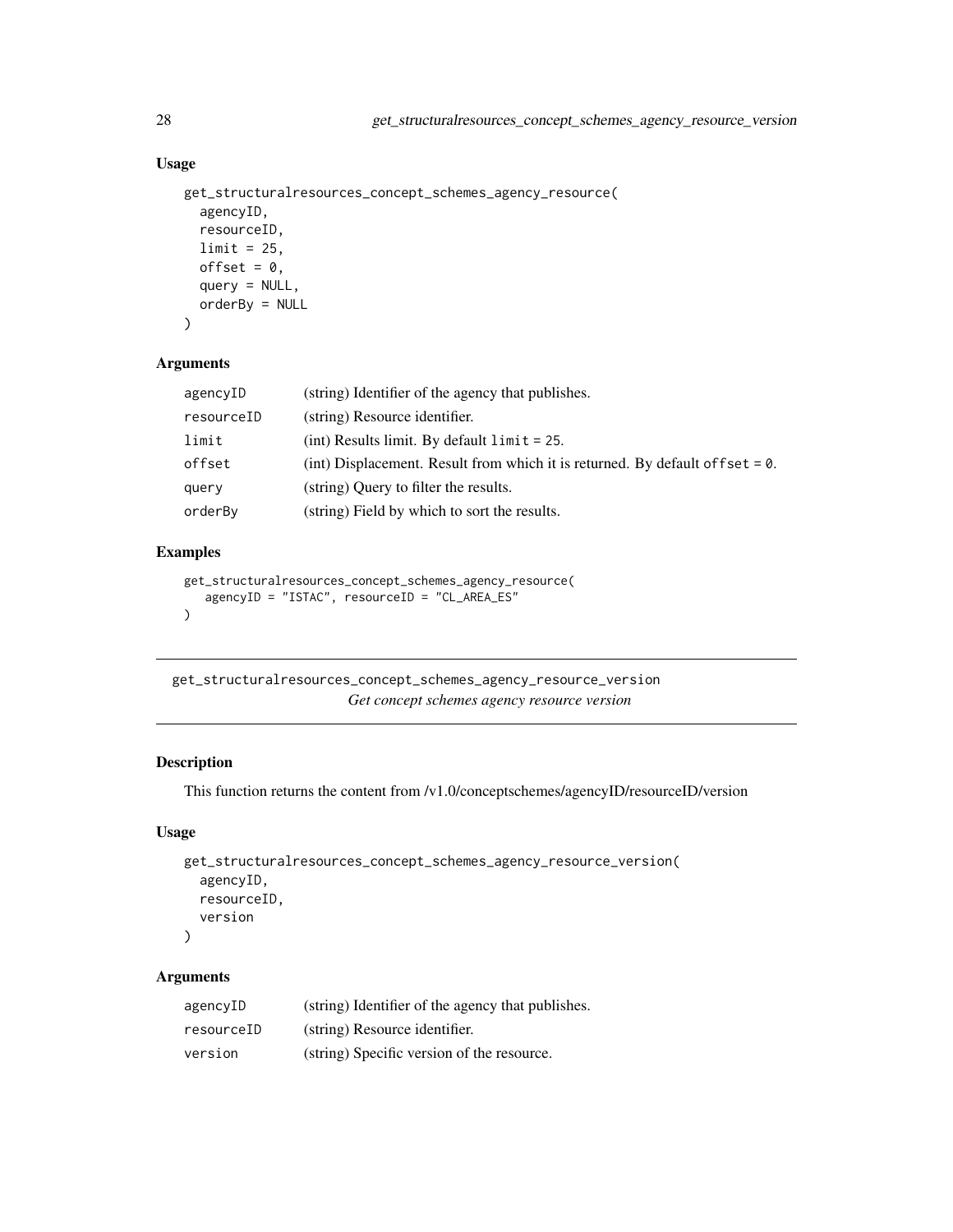## Usage

```
get_structuralresources_concept_schemes_agency_resource(
  agencyID,
  resourceID,
  limit = 25,
  offset = 0,
  query = NULL,
  orderBy = NULL
)
```

## Arguments

| | |
|---|---|
| agencyID | (string) Identifier of the agency that publishes. |
| resourceID | (string) Resource identifier. |
| limit | (int) Results limit. By default `limit = 25`. |
| offset | (int) Displacement. Result from which it is returned. By default `offset = 0`. |
| query | (string) Query to filter the results. |
| orderBy | (string) Field by which to sort the results. |

## Examples

```
get_structuralresources_concept_schemes_agency_resource(
   agencyID = "ISTAC", resourceID = "CL_AREA_ES"
)
```

---

# get_structuralresources_concept_schemes_agency_resource_version
*Get concept schemes agency resource version*

---

## Description

This function returns the content from /v1.0/conceptschemes/agencyID/resourceID/version

## Usage

```
get_structuralresources_concept_schemes_agency_resource_version(
  agencyID,
  resourceID,
  version
)
```

## Arguments

| | |
|---|---|
| agencyID | (string) Identifier of the agency that publishes. |
| resourceID | (string) Resource identifier. |
| version | (string) Specific version of the resource. |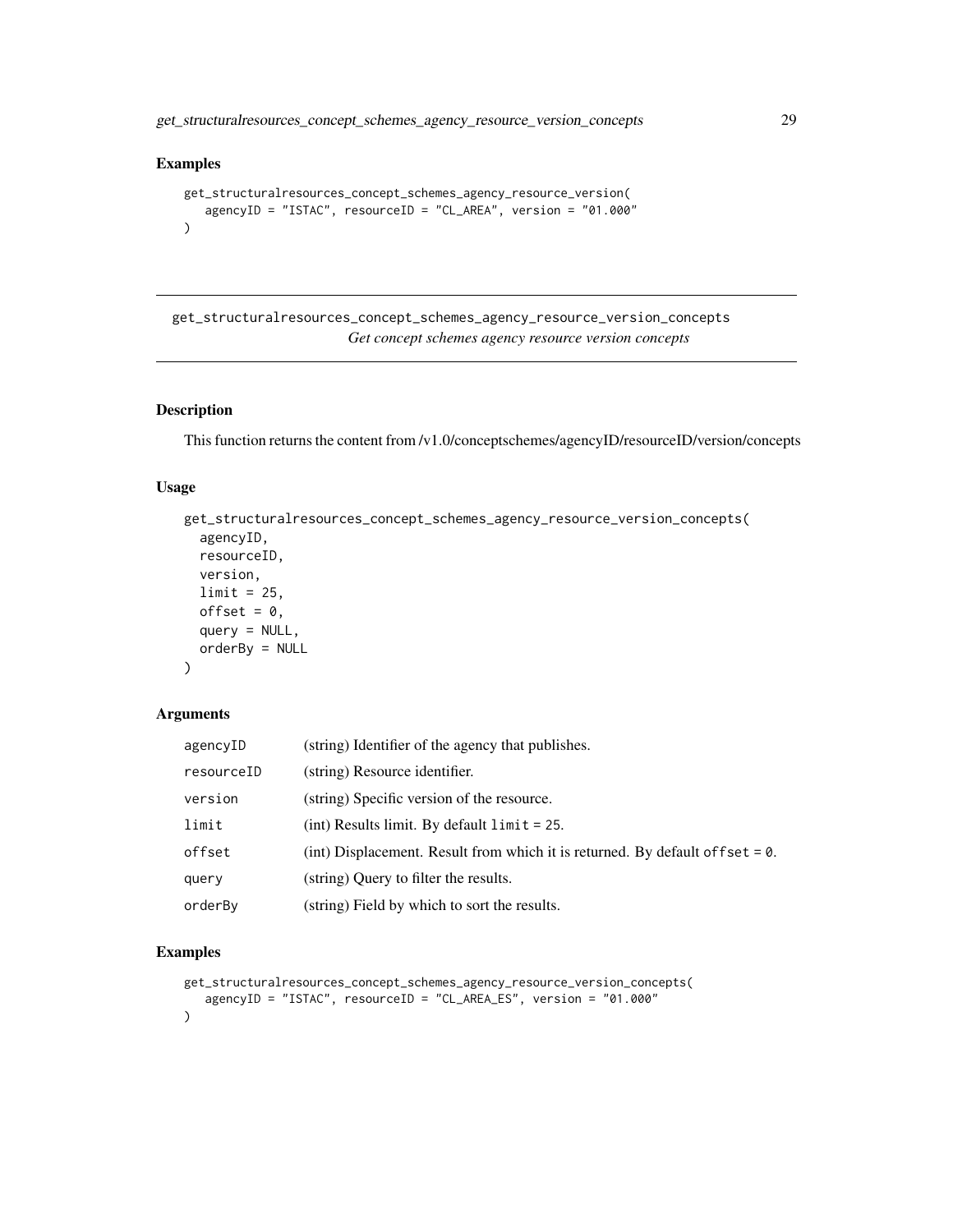## Examples

```
get_structuralresources_concept_schemes_agency_resource_version(
    agencyID = "ISTAC", resourceID = "CL_AREA", version = "01.000"
)
```

---

## get_structuralresources_concept_schemes_agency_resource_version_concepts

*Get concept schemes agency resource version concepts*

---

### Description

This function returns the content from /v1.0/conceptschemes/agencyID/resourceID/version/concepts

### Usage

```
get_structuralresources_concept_schemes_agency_resource_version_concepts(
  agencyID,
  resourceID,
  version,
  limit = 25,
  offset = 0,
  query = NULL,
  orderBy = NULL
)
```

### Arguments

| | |
|---|---|
| agencyID | (string) Identifier of the agency that publishes. |
| resourceID | (string) Resource identifier. |
| version | (string) Specific version of the resource. |
| limit | (int) Results limit. By default `limit = 25`. |
| offset | (int) Displacement. Result from which it is returned. By default `offset = 0`. |
| query | (string) Query to filter the results. |
| orderBy | (string) Field by which to sort the results. |

### Examples

```
get_structuralresources_concept_schemes_agency_resource_version_concepts(
    agencyID = "ISTAC", resourceID = "CL_AREA_ES", version = "01.000"
)
```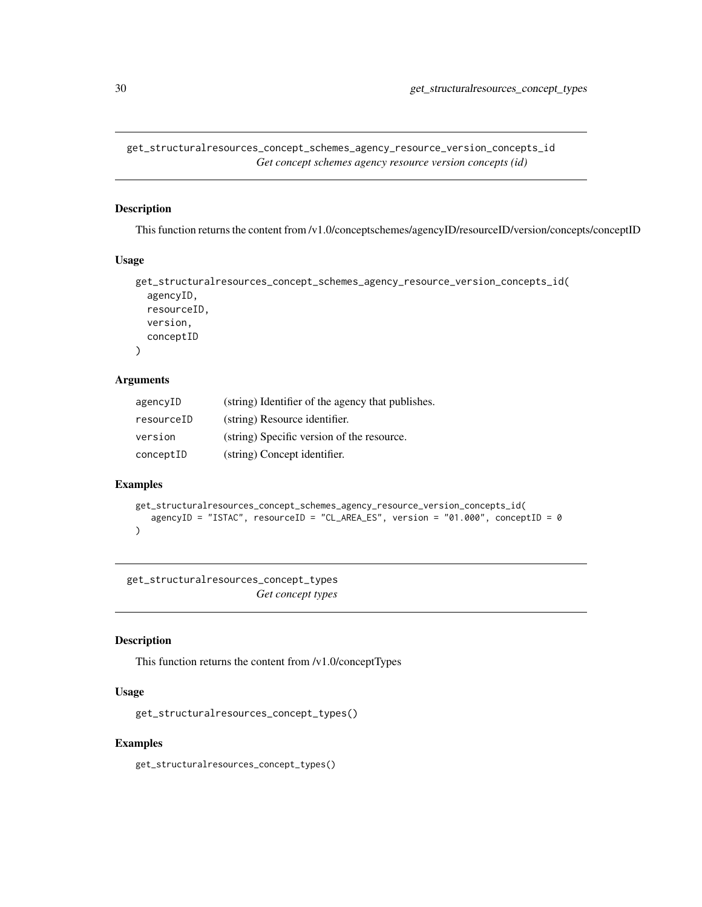## get_structuralresources_concept_schemes_agency_resource_version_concepts_id

*Get concept schemes agency resource version concepts (id)*

### Description

This function returns the content from /v1.0/conceptschemes/agencyID/resourceID/version/concepts/conceptID

### Usage

```
get_structuralresources_concept_schemes_agency_resource_version_concepts_id(
  agencyID,
  resourceID,
  version,
  conceptID
)
```

### Arguments

| | |
|---|---|
| agencyID | (string) Identifier of the agency that publishes. |
| resourceID | (string) Resource identifier. |
| version | (string) Specific version of the resource. |
| conceptID | (string) Concept identifier. |

### Examples

```
get_structuralresources_concept_schemes_agency_resource_version_concepts_id(
   agencyID = "ISTAC", resourceID = "CL_AREA_ES", version = "01.000", conceptID = 0
)
```

## get_structuralresources_concept_types

*Get concept types*

### Description

This function returns the content from /v1.0/conceptTypes

### Usage

```
get_structuralresources_concept_types()
```

### Examples

```
get_structuralresources_concept_types()
```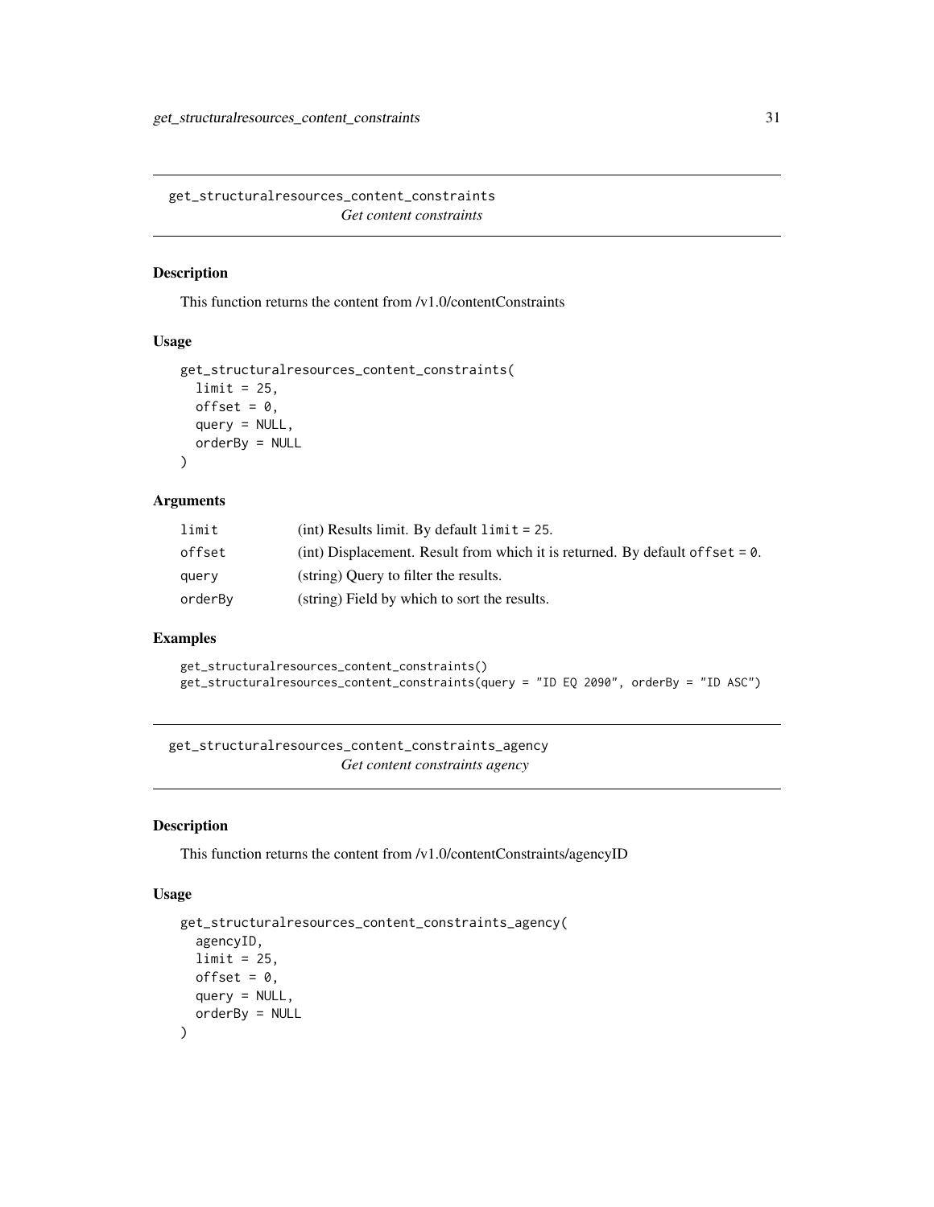## get_structuralresources_content_constraints

*Get content constraints*

### Description

This function returns the content from /v1.0/contentConstraints

### Usage

```
get_structuralresources_content_constraints(
  limit = 25,
  offset = 0,
  query = NULL,
  orderBy = NULL
)
```

### Arguments

| | |
|---|---|
| limit | (int) Results limit. By default `limit = 25`. |
| offset | (int) Displacement. Result from which it is returned. By default `offset = 0`. |
| query | (string) Query to filter the results. |
| orderBy | (string) Field by which to sort the results. |

### Examples

```
get_structuralresources_content_constraints()
get_structuralresources_content_constraints(query = "ID EQ 2090", orderBy = "ID ASC")
```

## get_structuralresources_content_constraints_agency

*Get content constraints agency*

### Description

This function returns the content from /v1.0/contentConstraints/agencyID

### Usage

```
get_structuralresources_content_constraints_agency(
  agencyID,
  limit = 25,
  offset = 0,
  query = NULL,
  orderBy = NULL
)
```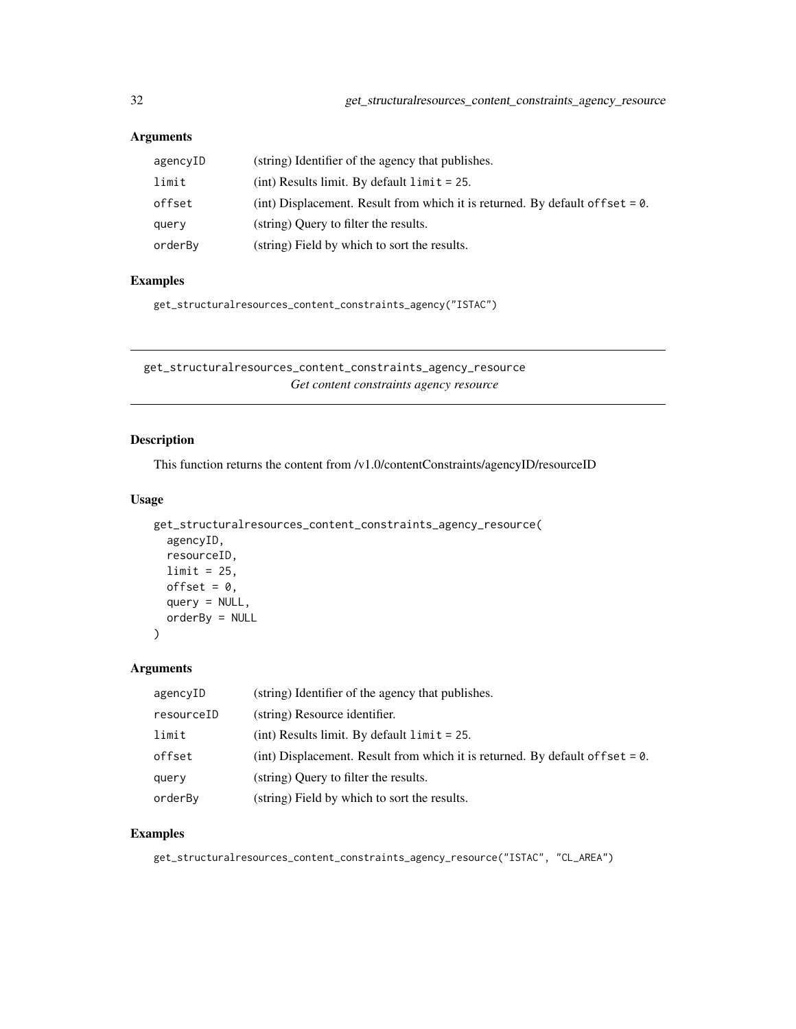### Arguments

| | |
|---|---|
| agencyID | (string) Identifier of the agency that publishes. |
| limit | (int) Results limit. By default `limit = 25`. |
| offset | (int) Displacement. Result from which it is returned. By default `offset = 0`. |
| query | (string) Query to filter the results. |
| orderBy | (string) Field by which to sort the results. |

### Examples

```
get_structuralresources_content_constraints_agency("ISTAC")
```

---

## get_structuralresources_content_constraints_agency_resource
*Get content constraints agency resource*

---

### Description

This function returns the content from /v1.0/contentConstraints/agencyID/resourceID

### Usage

```
get_structuralresources_content_constraints_agency_resource(
  agencyID,
  resourceID,
  limit = 25,
  offset = 0,
  query = NULL,
  orderBy = NULL
)
```

### Arguments

| | |
|---|---|
| agencyID | (string) Identifier of the agency that publishes. |
| resourceID | (string) Resource identifier. |
| limit | (int) Results limit. By default `limit = 25`. |
| offset | (int) Displacement. Result from which it is returned. By default `offset = 0`. |
| query | (string) Query to filter the results. |
| orderBy | (string) Field by which to sort the results. |

### Examples

```
get_structuralresources_content_constraints_agency_resource("ISTAC", "CL_AREA")
```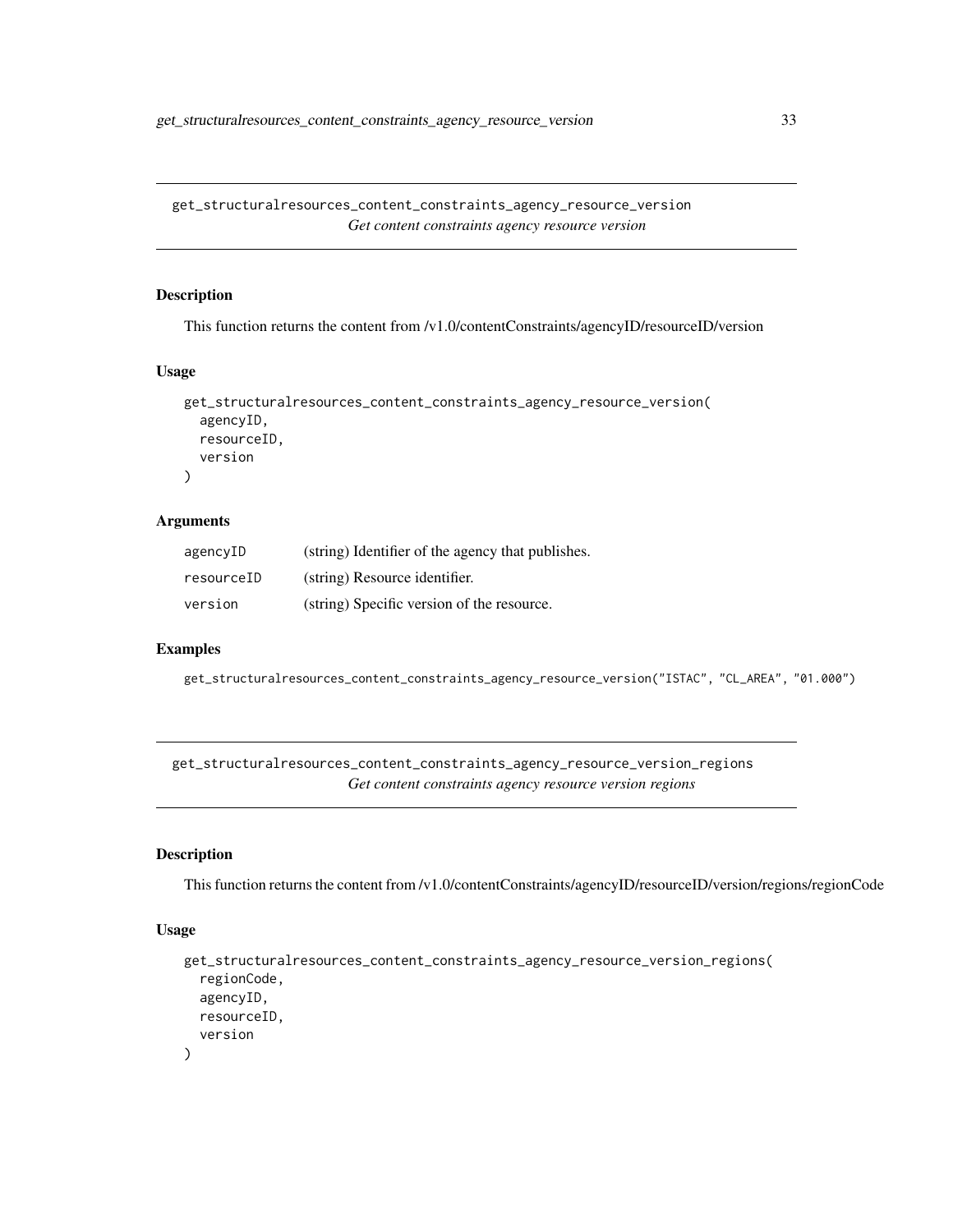## get_structuralresources_content_constraints_agency_resource_version

*Get content constraints agency resource version*

### Description

This function returns the content from /v1.0/contentConstraints/agencyID/resourceID/version

### Usage

```
get_structuralresources_content_constraints_agency_resource_version(
  agencyID,
  resourceID,
  version
)
```

### Arguments

| | |
|---|---|
| agencyID | (string) Identifier of the agency that publishes. |
| resourceID | (string) Resource identifier. |
| version | (string) Specific version of the resource. |

### Examples

```
get_structuralresources_content_constraints_agency_resource_version("ISTAC", "CL_AREA", "01.000")
```

## get_structuralresources_content_constraints_agency_resource_version_regions

*Get content constraints agency resource version regions*

### Description

This function returns the content from /v1.0/contentConstraints/agencyID/resourceID/version/regions/regionCode

### Usage

```
get_structuralresources_content_constraints_agency_resource_version_regions(
  regionCode,
  agencyID,
  resourceID,
  version
)
```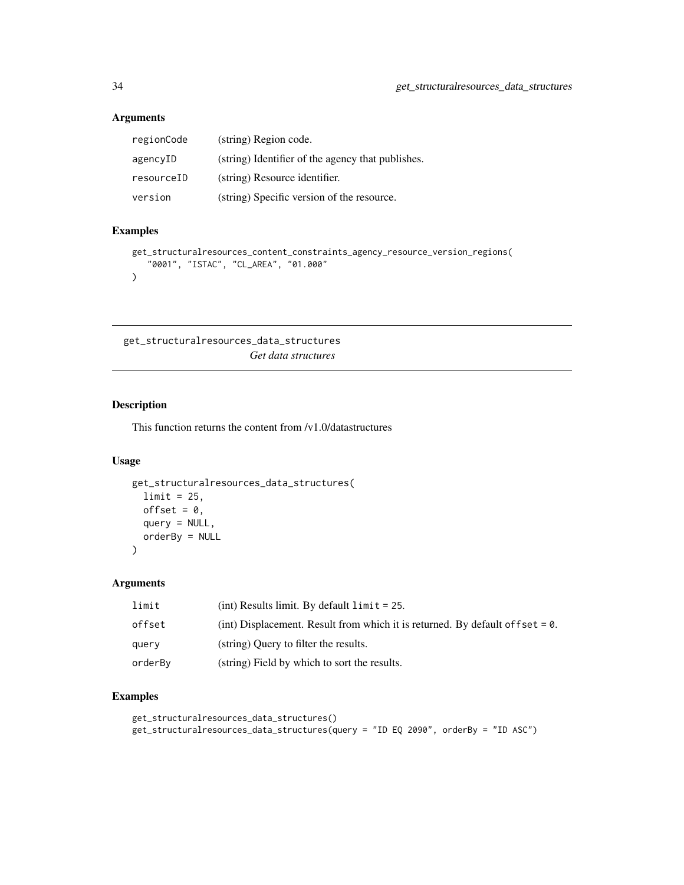## Arguments

| | |
|---|---|
| regionCode | (string) Region code. |
| agencyID | (string) Identifier of the agency that publishes. |
| resourceID | (string) Resource identifier. |
| version | (string) Specific version of the resource. |

## Examples

```
get_structuralresources_content_constraints_agency_resource_version_regions(
   "0001", "ISTAC", "CL_AREA", "01.000"
)
```

---

# get_structuralresources_data_structures

*Get data structures*

## Description

This function returns the content from /v1.0/datastructures

## Usage

```
get_structuralresources_data_structures(
  limit = 25,
  offset = 0,
  query = NULL,
  orderBy = NULL
)
```

## Arguments

| | |
|---|---|
| limit | (int) Results limit. By default `limit = 25`. |
| offset | (int) Displacement. Result from which it is returned. By default `offset = 0`. |
| query | (string) Query to filter the results. |
| orderBy | (string) Field by which to sort the results. |

## Examples

```
get_structuralresources_data_structures()
get_structuralresources_data_structures(query = "ID EQ 2090", orderBy = "ID ASC")
```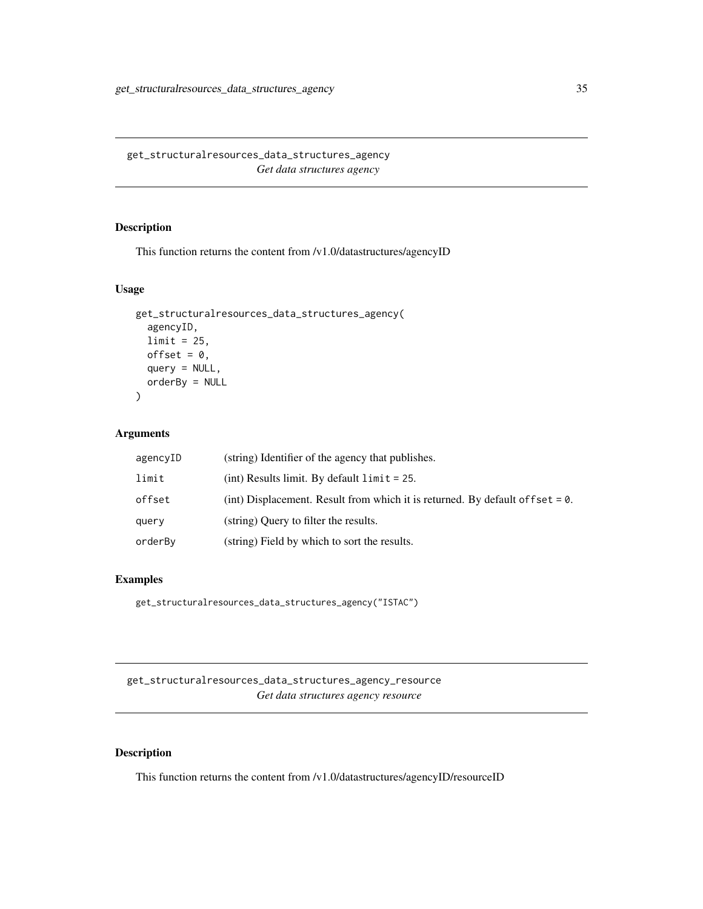## get_structuralresources_data_structures_agency

*Get data structures agency*

### Description

This function returns the content from /v1.0/datastructures/agencyID

### Usage

```
get_structuralresources_data_structures_agency(
  agencyID,
  limit = 25,
  offset = 0,
  query = NULL,
  orderBy = NULL
)
```

### Arguments

| | |
|---|---|
| `agencyID` | (string) Identifier of the agency that publishes. |
| `limit` | (int) Results limit. By default `limit = 25`. |
| `offset` | (int) Displacement. Result from which it is returned. By default `offset = 0`. |
| `query` | (string) Query to filter the results. |
| `orderBy` | (string) Field by which to sort the results. |

### Examples

```
get_structuralresources_data_structures_agency("ISTAC")
```

## get_structuralresources_data_structures_agency_resource

*Get data structures agency resource*

### Description

This function returns the content from /v1.0/datastructures/agencyID/resourceID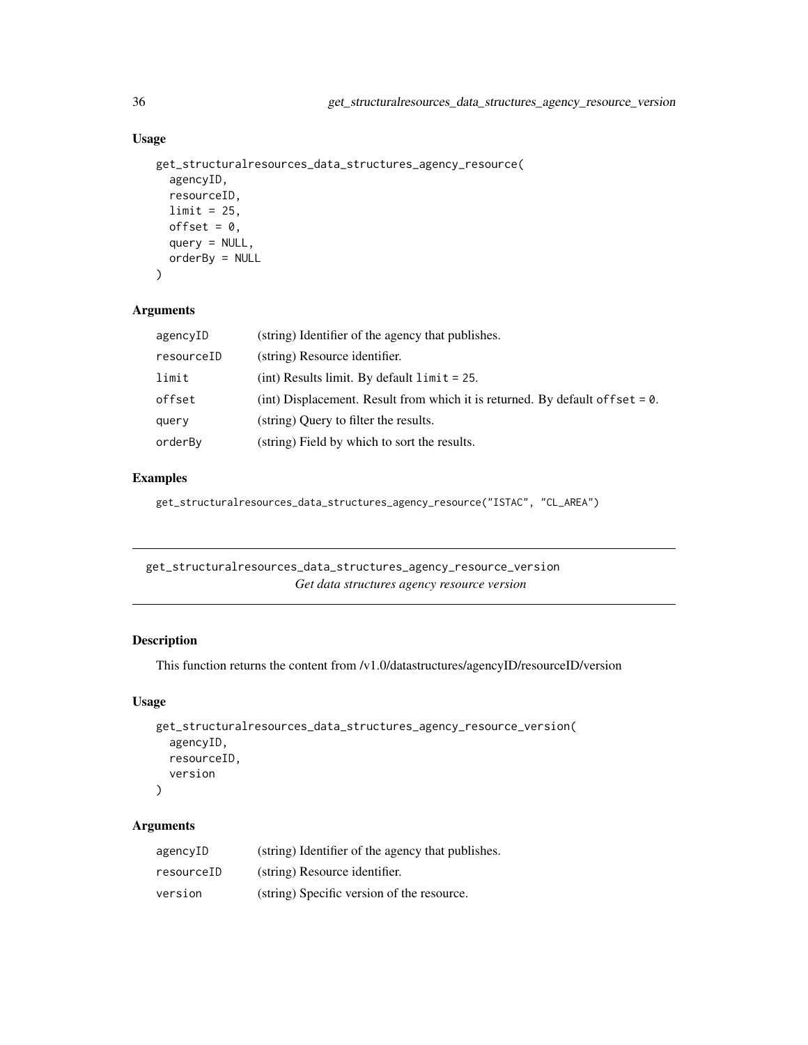## Usage

```
get_structuralresources_data_structures_agency_resource(
  agencyID,
  resourceID,
  limit = 25,
  offset = 0,
  query = NULL,
  orderBy = NULL
)
```

## Arguments

| | |
|---|---|
| agencyID | (string) Identifier of the agency that publishes. |
| resourceID | (string) Resource identifier. |
| limit | (int) Results limit. By default `limit = 25`. |
| offset | (int) Displacement. Result from which it is returned. By default `offset = 0`. |
| query | (string) Query to filter the results. |
| orderBy | (string) Field by which to sort the results. |

## Examples

```
get_structuralresources_data_structures_agency_resource("ISTAC", "CL_AREA")
```

---

# get_structuralresources_data_structures_agency_resource_version

*Get data structures agency resource version*

---

## Description

This function returns the content from /v1.0/datastructures/agencyID/resourceID/version

## Usage

```
get_structuralresources_data_structures_agency_resource_version(
  agencyID,
  resourceID,
  version
)
```

## Arguments

| | |
|---|---|
| agencyID | (string) Identifier of the agency that publishes. |
| resourceID | (string) Resource identifier. |
| version | (string) Specific version of the resource. |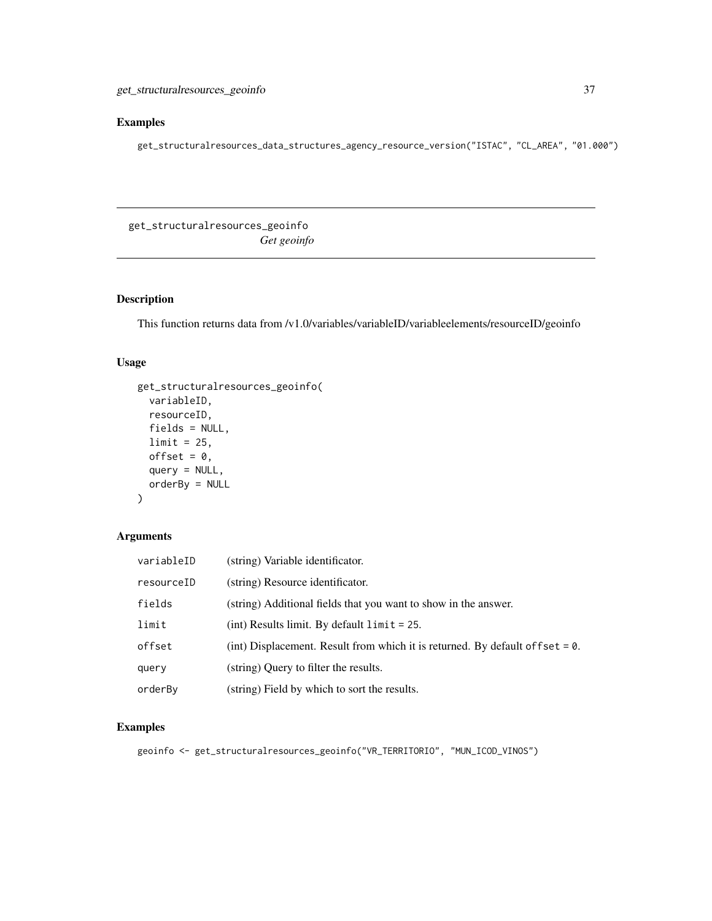## Examples

```
get_structuralresources_data_structures_agency_resource_version("ISTAC", "CL_AREA", "01.000")
```

---

# get_structuralresources_geoinfo
*Get geoinfo*

---

## Description

This function returns data from /v1.0/variables/variableID/variableelements/resourceID/geoinfo

## Usage

```
get_structuralresources_geoinfo(
  variableID,
  resourceID,
  fields = NULL,
  limit = 25,
  offset = 0,
  query = NULL,
  orderBy = NULL
)
```

## Arguments

| | |
|---|---|
| variableID | (string) Variable identificator. |
| resourceID | (string) Resource identificator. |
| fields | (string) Additional fields that you want to show in the answer. |
| limit | (int) Results limit. By default `limit = 25`. |
| offset | (int) Displacement. Result from which it is returned. By default `offset = 0`. |
| query | (string) Query to filter the results. |
| orderBy | (string) Field by which to sort the results. |

## Examples

```
geoinfo <- get_structuralresources_geoinfo("VR_TERRITORIO", "MUN_ICOD_VINOS")
```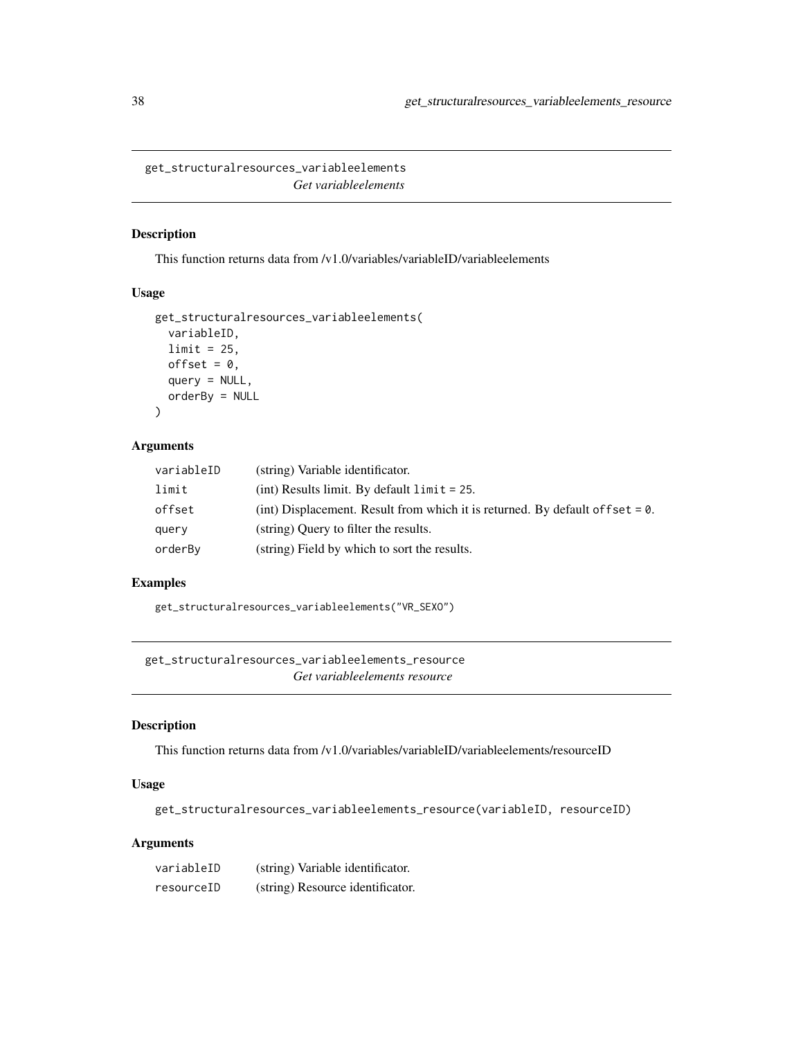## get_structuralresources_variableelements

*Get variableelements*

### Description

This function returns data from /v1.0/variables/variableID/variableelements

### Usage

```
get_structuralresources_variableelements(
  variableID,
  limit = 25,
  offset = 0,
  query = NULL,
  orderBy = NULL
)
```

### Arguments

| | |
|---|---|
| `variableID` | (string) Variable identificator. |
| `limit` | (int) Results limit. By default `limit = 25`. |
| `offset` | (int) Displacement. Result from which it is returned. By default `offset = 0`. |
| `query` | (string) Query to filter the results. |
| `orderBy` | (string) Field by which to sort the results. |

### Examples

```
get_structuralresources_variableelements("VR_SEXO")
```

## get_structuralresources_variableelements_resource

*Get variableelements resource*

### Description

This function returns data from /v1.0/variables/variableID/variableelements/resourceID

### Usage

```
get_structuralresources_variableelements_resource(variableID, resourceID)
```

### Arguments

| | |
|---|---|
| `variableID` | (string) Variable identificator. |
| `resourceID` | (string) Resource identificator. |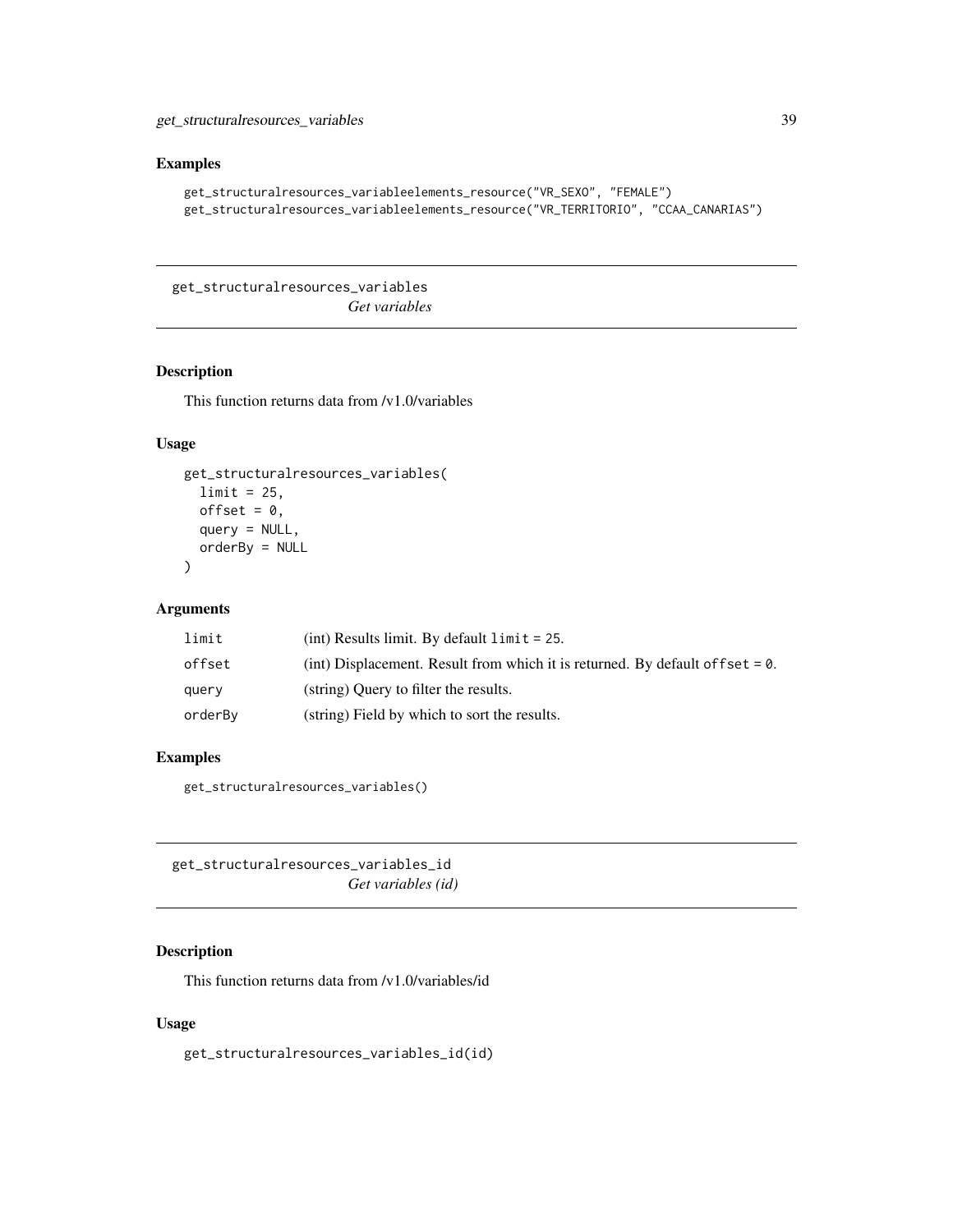### Examples

```
get_structuralresources_variableelements_resource("VR_SEXO", "FEMALE")
get_structuralresources_variableelements_resource("VR_TERRITORIO", "CCAA_CANARIAS")
```

---

## get_structuralresources_variables *Get variables*

---

### Description

This function returns data from /v1.0/variables

### Usage

```
get_structuralresources_variables(
  limit = 25,
  offset = 0,
  query = NULL,
  orderBy = NULL
)
```

### Arguments

| | |
|---|---|
| limit | (int) Results limit. By default `limit = 25`. |
| offset | (int) Displacement. Result from which it is returned. By default `offset = 0`. |
| query | (string) Query to filter the results. |
| orderBy | (string) Field by which to sort the results. |

### Examples

```
get_structuralresources_variables()
```

---

## get_structuralresources_variables_id *Get variables (id)*

---

### Description

This function returns data from /v1.0/variables/id

### Usage

```
get_structuralresources_variables_id(id)
```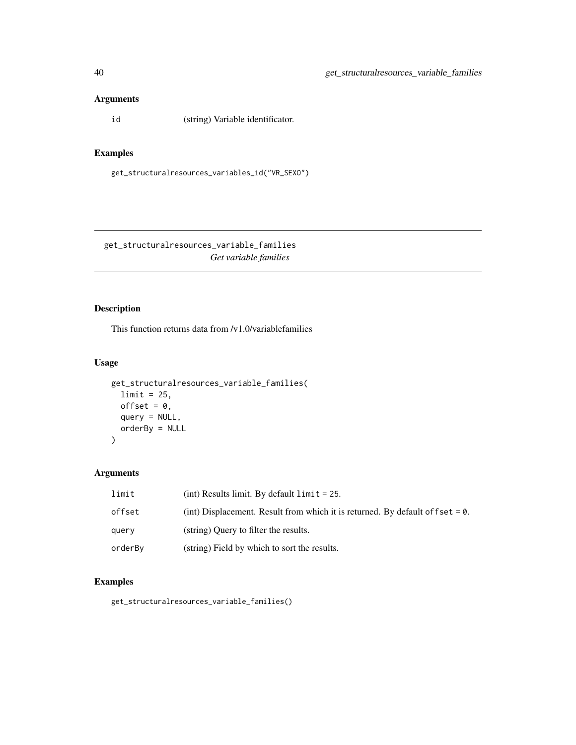### Arguments

| | |
|---|---|
| id | (string) Variable identificator. |

### Examples

```
get_structuralresources_variables_id("VR_SEXO")
```

---

## get_structuralresources_variable_families

*Get variable families*

---

### Description

This function returns data from /v1.0/variablefamilies

### Usage

```
get_structuralresources_variable_families(
  limit = 25,
  offset = 0,
  query = NULL,
  orderBy = NULL
)
```

### Arguments

| | |
|---|---|
| limit | (int) Results limit. By default `limit = 25`. |
| offset | (int) Displacement. Result from which it is returned. By default `offset = 0`. |
| query | (string) Query to filter the results. |
| orderBy | (string) Field by which to sort the results. |

### Examples

```
get_structuralresources_variable_families()
```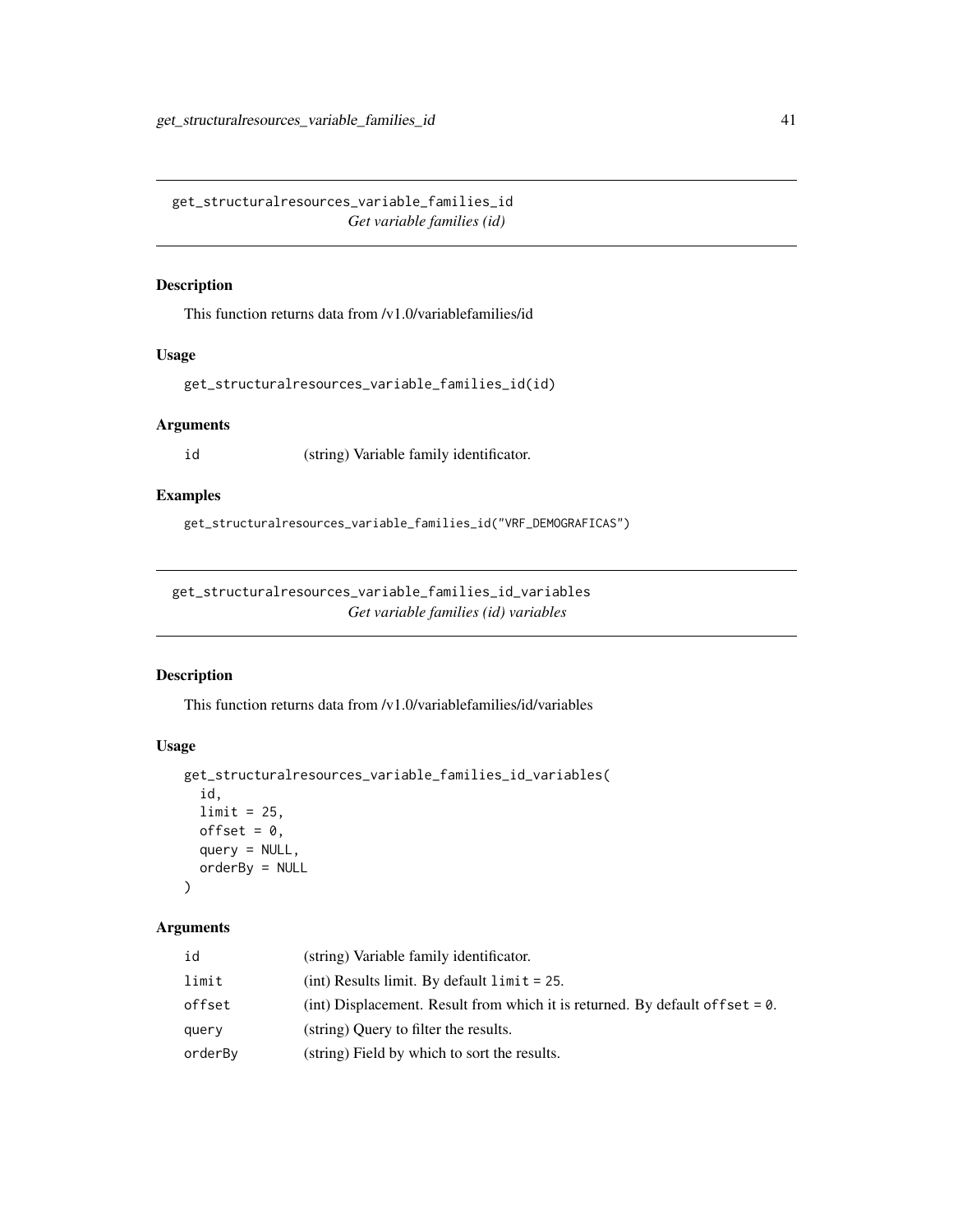## get_structuralresources_variable_families_id

*Get variable families (id)*

### Description

This function returns data from /v1.0/variablefamilies/id

### Usage

```
get_structuralresources_variable_families_id(id)
```

### Arguments

| | |
|---|---|
| id | (string) Variable family identificator. |

### Examples

```
get_structuralresources_variable_families_id("VRF_DEMOGRAFICAS")
```

## get_structuralresources_variable_families_id_variables

*Get variable families (id) variables*

### Description

This function returns data from /v1.0/variablefamilies/id/variables

### Usage

```
get_structuralresources_variable_families_id_variables(
  id,
  limit = 25,
  offset = 0,
  query = NULL,
  orderBy = NULL
)
```

### Arguments

| | |
|---|---|
| id | (string) Variable family identificator. |
| limit | (int) Results limit. By default `limit = 25`. |
| offset | (int) Displacement. Result from which it is returned. By default `offset = 0`. |
| query | (string) Query to filter the results. |
| orderBy | (string) Field by which to sort the results. |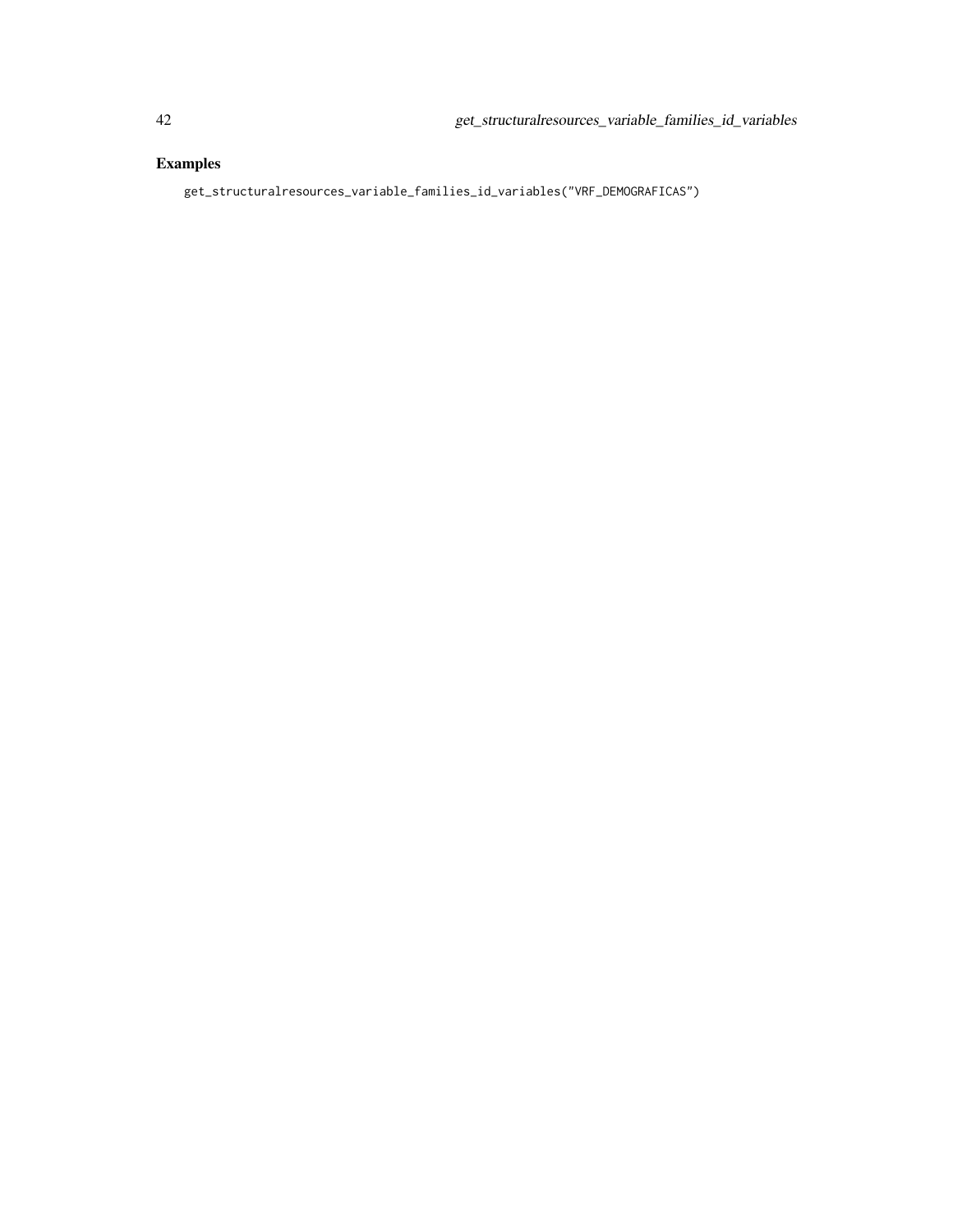## Examples

```
get_structuralresources_variable_families_id_variables("VRF_DEMOGRAFICAS")
```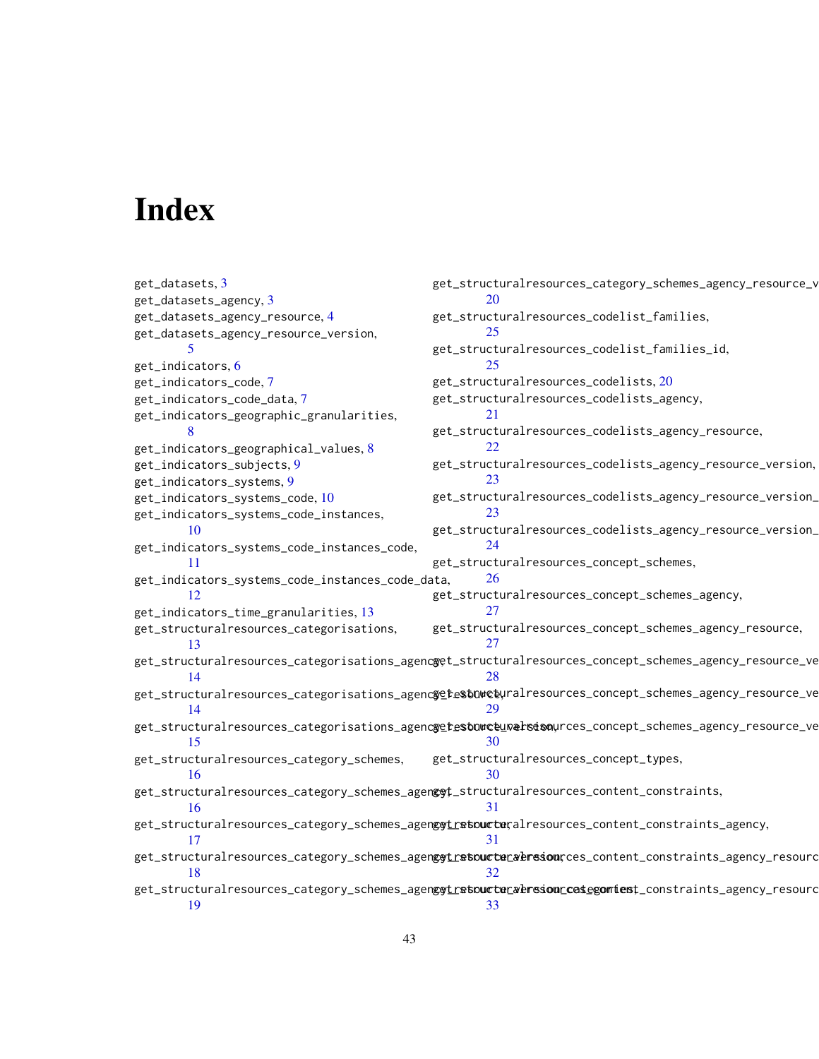# Index

get_datasets, 3
get_datasets_agency, 3
get_datasets_agency_resource, 4
get_datasets_agency_resource_version, 5
get_indicators, 6
get_indicators_code, 7
get_indicators_code_data, 7
get_indicators_geographic_granularities, 8
get_indicators_geographical_values, 8
get_indicators_subjects, 9
get_indicators_systems, 9
get_indicators_systems_code, 10
get_indicators_systems_code_instances, 10
get_indicators_systems_code_instances_code, 11
get_indicators_systems_code_instances_code_data, 12
get_indicators_time_granularities, 13
get_structuralresources_categorisations, 13
get_structuralresources_categorisations_agency, 14
get_structuralresources_categorisations_agency_resource, 14
get_structuralresources_categorisations_agency_resource_version, 15
get_structuralresources_category_schemes, 16
get_structuralresources_category_schemes_agency, 16
get_structuralresources_category_schemes_agency_resource, 17
get_structuralresources_category_schemes_agency_resource_version, 18
get_structuralresources_category_schemes_agency_resource_version_categories, 19
get_structuralresources_category_schemes_agency_resource_v 20
get_structuralresources_codelist_families, 25
get_structuralresources_codelist_families_id, 25
get_structuralresources_codelists, 20
get_structuralresources_codelists_agency, 21
get_structuralresources_codelists_agency_resource, 22
get_structuralresources_codelists_agency_resource_version, 23
get_structuralresources_codelists_agency_resource_version_ 23
get_structuralresources_codelists_agency_resource_version_ 24
get_structuralresources_concept_schemes, 26
get_structuralresources_concept_schemes_agency, 27
get_structuralresources_concept_schemes_agency_resource, 27
get_structuralresources_concept_schemes_agency_resource_ve 28
get_structuralresources_concept_schemes_agency_resource_ve 29
get_structuralresources_concept_schemes_agency_resource_ve 30
get_structuralresources_concept_types, 30
get_structuralresources_content_constraints, 31
get_structuralresources_content_constraints_agency, 31
get_structuralresources_content_constraints_agency_resourc 32
get_structuralresources_content_constraints_agency_resourc 33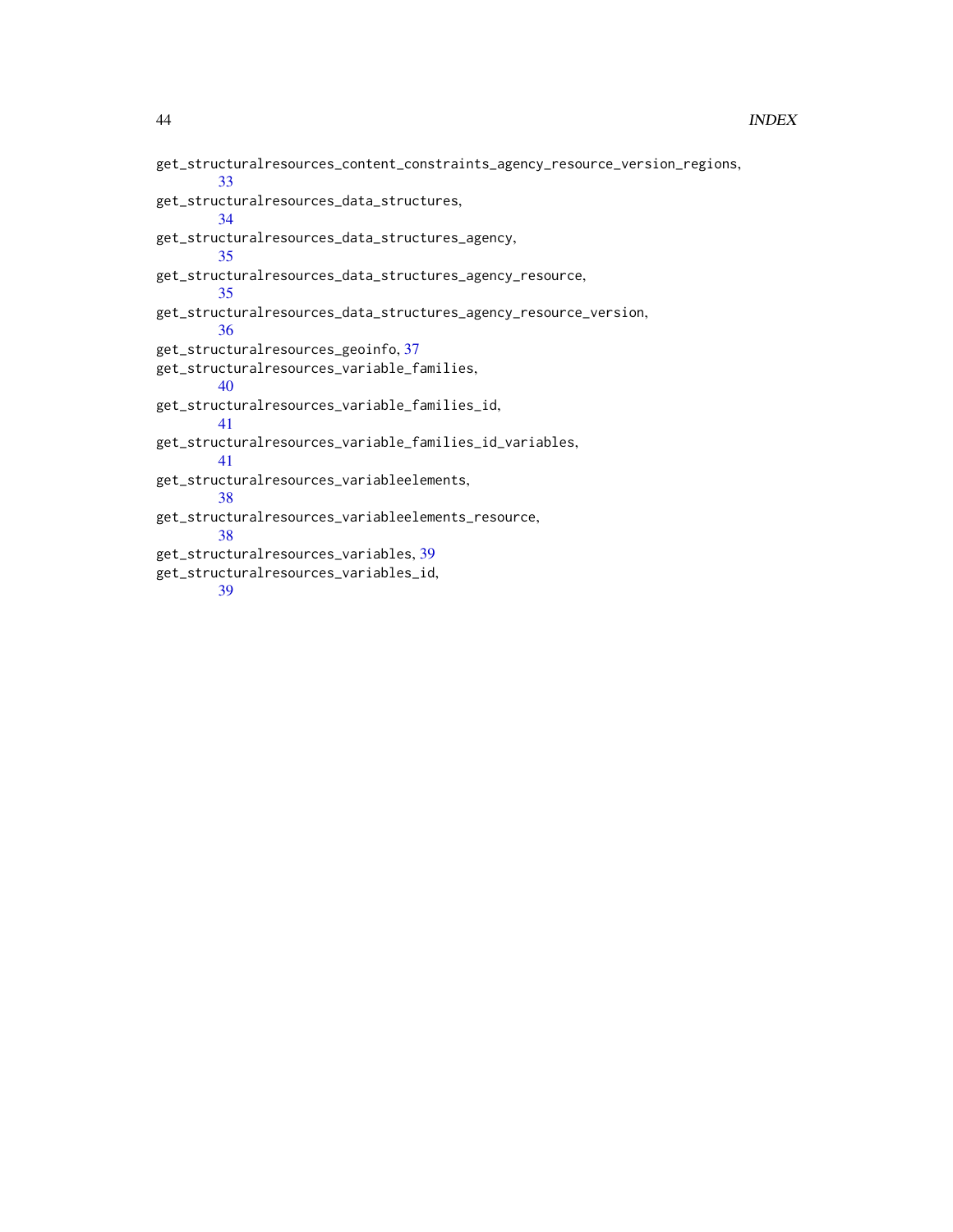get_structuralresources_content_constraints_agency_resource_version_regions, 33
get_structuralresources_data_structures, 34
get_structuralresources_data_structures_agency, 35
get_structuralresources_data_structures_agency_resource, 35
get_structuralresources_data_structures_agency_resource_version, 36
get_structuralresources_geoinfo, 37
get_structuralresources_variable_families, 40
get_structuralresources_variable_families_id, 41
get_structuralresources_variable_families_id_variables, 41
get_structuralresources_variableelements, 38
get_structuralresources_variableelements_resource, 38
get_structuralresources_variables, 39
get_structuralresources_variables_id, 39